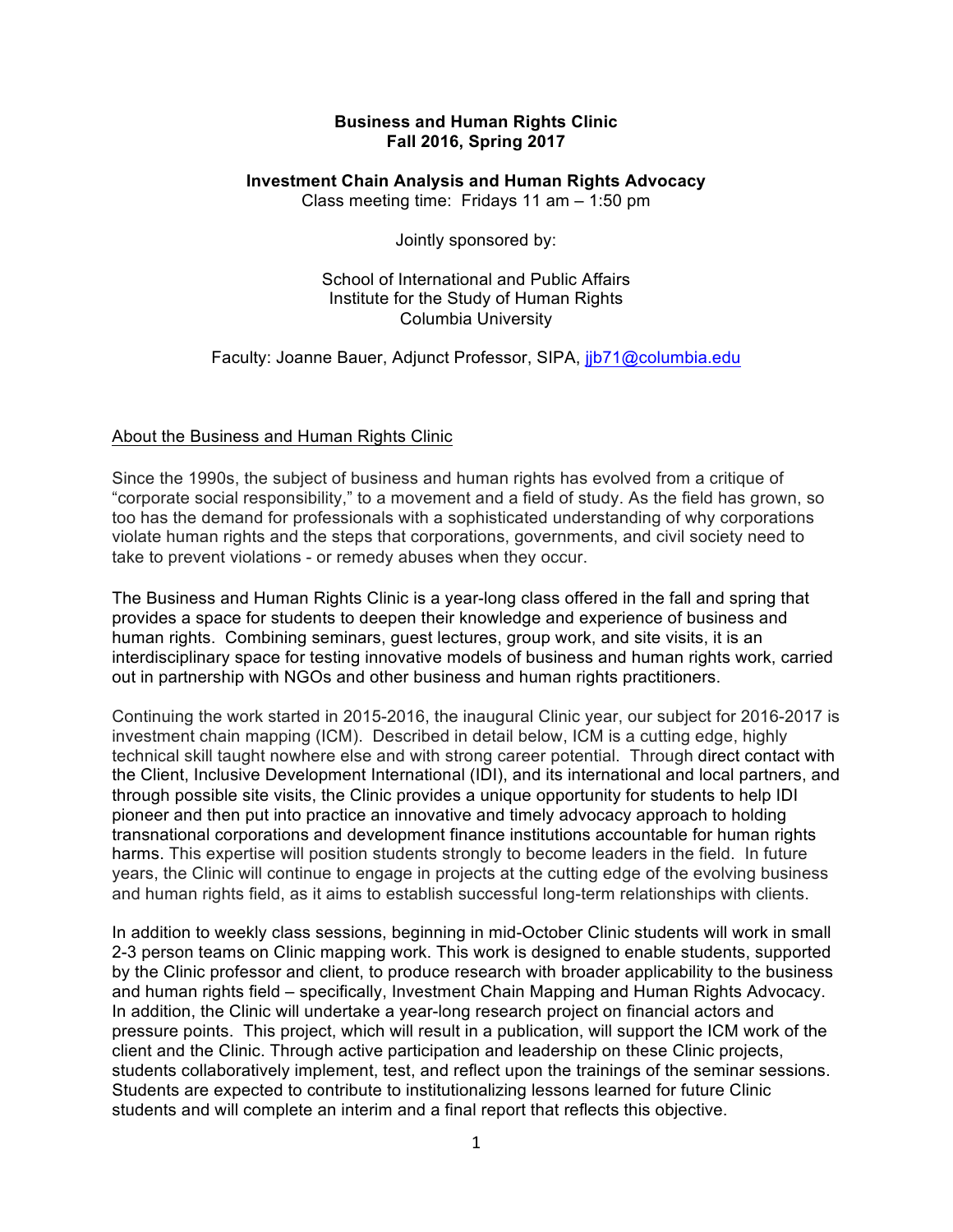**Business and Human Rights Clinic**
**Fall 2016, Spring 2017**

**Investment Chain Analysis and Human Rights Advocacy**
Class meeting time: Fridays 11 am – 1:50 pm

Jointly sponsored by:

School of International and Public Affairs
Institute for the Study of Human Rights
Columbia University

Faculty: Joanne Bauer, Adjunct Professor, SIPA, jjb71@columbia.edu

## About the Business and Human Rights Clinic

Since the 1990s, the subject of business and human rights has evolved from a critique of "corporate social responsibility," to a movement and a field of study. As the field has grown, so too has the demand for professionals with a sophisticated understanding of why corporations violate human rights and the steps that corporations, governments, and civil society need to take to prevent violations - or remedy abuses when they occur.

The Business and Human Rights Clinic is a year-long class offered in the fall and spring that provides a space for students to deepen their knowledge and experience of business and human rights. Combining seminars, guest lectures, group work, and site visits, it is an interdisciplinary space for testing innovative models of business and human rights work, carried out in partnership with NGOs and other business and human rights practitioners.

Continuing the work started in 2015-2016, the inaugural Clinic year, our subject for 2016-2017 is investment chain mapping (ICM). Described in detail below, ICM is a cutting edge, highly technical skill taught nowhere else and with strong career potential. Through direct contact with the Client, Inclusive Development International (IDI), and its international and local partners, and through possible site visits, the Clinic provides a unique opportunity for students to help IDI pioneer and then put into practice an innovative and timely advocacy approach to holding transnational corporations and development finance institutions accountable for human rights harms. This expertise will position students strongly to become leaders in the field. In future years, the Clinic will continue to engage in projects at the cutting edge of the evolving business and human rights field, as it aims to establish successful long-term relationships with clients.

In addition to weekly class sessions, beginning in mid-October Clinic students will work in small 2-3 person teams on Clinic mapping work. This work is designed to enable students, supported by the Clinic professor and client, to produce research with broader applicability to the business and human rights field – specifically, Investment Chain Mapping and Human Rights Advocacy. In addition, the Clinic will undertake a year-long research project on financial actors and pressure points. This project, which will result in a publication, will support the ICM work of the client and the Clinic. Through active participation and leadership on these Clinic projects, students collaboratively implement, test, and reflect upon the trainings of the seminar sessions. Students are expected to contribute to institutionalizing lessons learned for future Clinic students and will complete an interim and a final report that reflects this objective.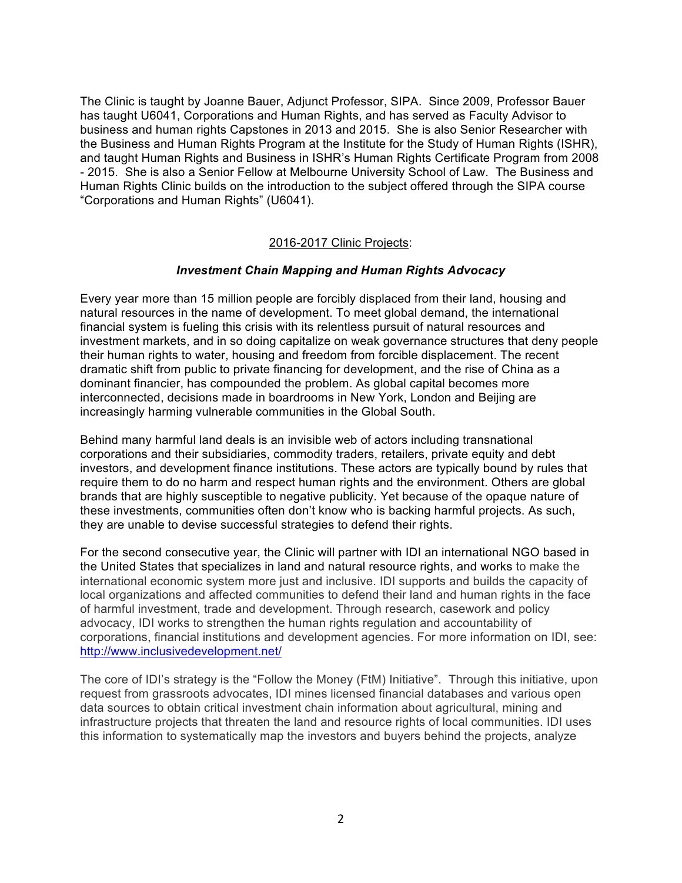The Clinic is taught by Joanne Bauer, Adjunct Professor, SIPA. Since 2009, Professor Bauer has taught U6041, Corporations and Human Rights, and has served as Faculty Advisor to business and human rights Capstones in 2013 and 2015. She is also Senior Researcher with the Business and Human Rights Program at the Institute for the Study of Human Rights (ISHR), and taught Human Rights and Business in ISHR's Human Rights Certificate Program from 2008 - 2015. She is also a Senior Fellow at Melbourne University School of Law. The Business and Human Rights Clinic builds on the introduction to the subject offered through the SIPA course "Corporations and Human Rights" (U6041).

## 2016-2017 Clinic Projects:

### *Investment Chain Mapping and Human Rights Advocacy*

Every year more than 15 million people are forcibly displaced from their land, housing and natural resources in the name of development. To meet global demand, the international financial system is fueling this crisis with its relentless pursuit of natural resources and investment markets, and in so doing capitalize on weak governance structures that deny people their human rights to water, housing and freedom from forcible displacement. The recent dramatic shift from public to private financing for development, and the rise of China as a dominant financier, has compounded the problem. As global capital becomes more interconnected, decisions made in boardrooms in New York, London and Beijing are increasingly harming vulnerable communities in the Global South.

Behind many harmful land deals is an invisible web of actors including transnational corporations and their subsidiaries, commodity traders, retailers, private equity and debt investors, and development finance institutions. These actors are typically bound by rules that require them to do no harm and respect human rights and the environment. Others are global brands that are highly susceptible to negative publicity. Yet because of the opaque nature of these investments, communities often don't know who is backing harmful projects. As such, they are unable to devise successful strategies to defend their rights.

For the second consecutive year, the Clinic will partner with IDI an international NGO based in the United States that specializes in land and natural resource rights, and works to make the international economic system more just and inclusive. IDI supports and builds the capacity of local organizations and affected communities to defend their land and human rights in the face of harmful investment, trade and development. Through research, casework and policy advocacy, IDI works to strengthen the human rights regulation and accountability of corporations, financial institutions and development agencies. For more information on IDI, see: http://www.inclusivedevelopment.net/

The core of IDI's strategy is the "Follow the Money (FtM) Initiative". Through this initiative, upon request from grassroots advocates, IDI mines licensed financial databases and various open data sources to obtain critical investment chain information about agricultural, mining and infrastructure projects that threaten the land and resource rights of local communities. IDI uses this information to systematically map the investors and buyers behind the projects, analyze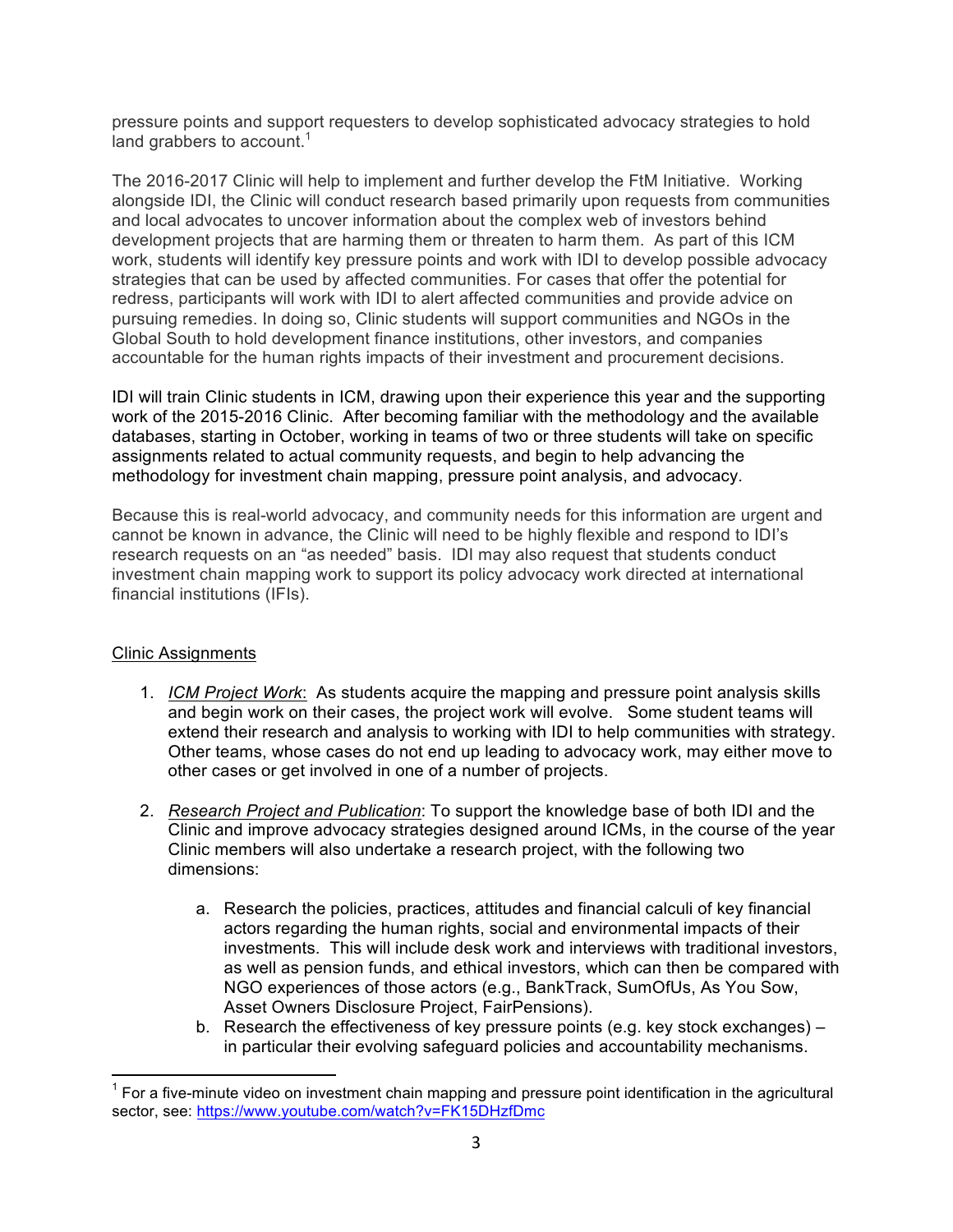pressure points and support requesters to develop sophisticated advocacy strategies to hold land grabbers to account.[1]

The 2016-2017 Clinic will help to implement and further develop the FtM Initiative. Working alongside IDI, the Clinic will conduct research based primarily upon requests from communities and local advocates to uncover information about the complex web of investors behind development projects that are harming them or threaten to harm them. As part of this ICM work, students will identify key pressure points and work with IDI to develop possible advocacy strategies that can be used by affected communities. For cases that offer the potential for redress, participants will work with IDI to alert affected communities and provide advice on pursuing remedies. In doing so, Clinic students will support communities and NGOs in the Global South to hold development finance institutions, other investors, and companies accountable for the human rights impacts of their investment and procurement decisions.

IDI will train Clinic students in ICM, drawing upon their experience this year and the supporting work of the 2015-2016 Clinic. After becoming familiar with the methodology and the available databases, starting in October, working in teams of two or three students will take on specific assignments related to actual community requests, and begin to help advancing the methodology for investment chain mapping, pressure point analysis, and advocacy.

Because this is real-world advocacy, and community needs for this information are urgent and cannot be known in advance, the Clinic will need to be highly flexible and respond to IDI's research requests on an "as needed" basis. IDI may also request that students conduct investment chain mapping work to support its policy advocacy work directed at international financial institutions (IFIs).

Clinic Assignments

1. *ICM Project Work*: As students acquire the mapping and pressure point analysis skills and begin work on their cases, the project work will evolve. Some student teams will extend their research and analysis to working with IDI to help communities with strategy. Other teams, whose cases do not end up leading to advocacy work, may either move to other cases or get involved in one of a number of projects.

2. *Research Project and Publication*: To support the knowledge base of both IDI and the Clinic and improve advocacy strategies designed around ICMs, in the course of the year Clinic members will also undertake a research project, with the following two dimensions:

   a. Research the policies, practices, attitudes and financial calculi of key financial actors regarding the human rights, social and environmental impacts of their investments. This will include desk work and interviews with traditional investors, as well as pension funds, and ethical investors, which can then be compared with NGO experiences of those actors (e.g., BankTrack, SumOfUs, As You Sow, Asset Owners Disclosure Project, FairPensions).
   b. Research the effectiveness of key pressure points (e.g. key stock exchanges) – in particular their evolving safeguard policies and accountability mechanisms.

[1] For a five-minute video on investment chain mapping and pressure point identification in the agricultural sector, see: https://www.youtube.com/watch?v=FK15DHzfDmc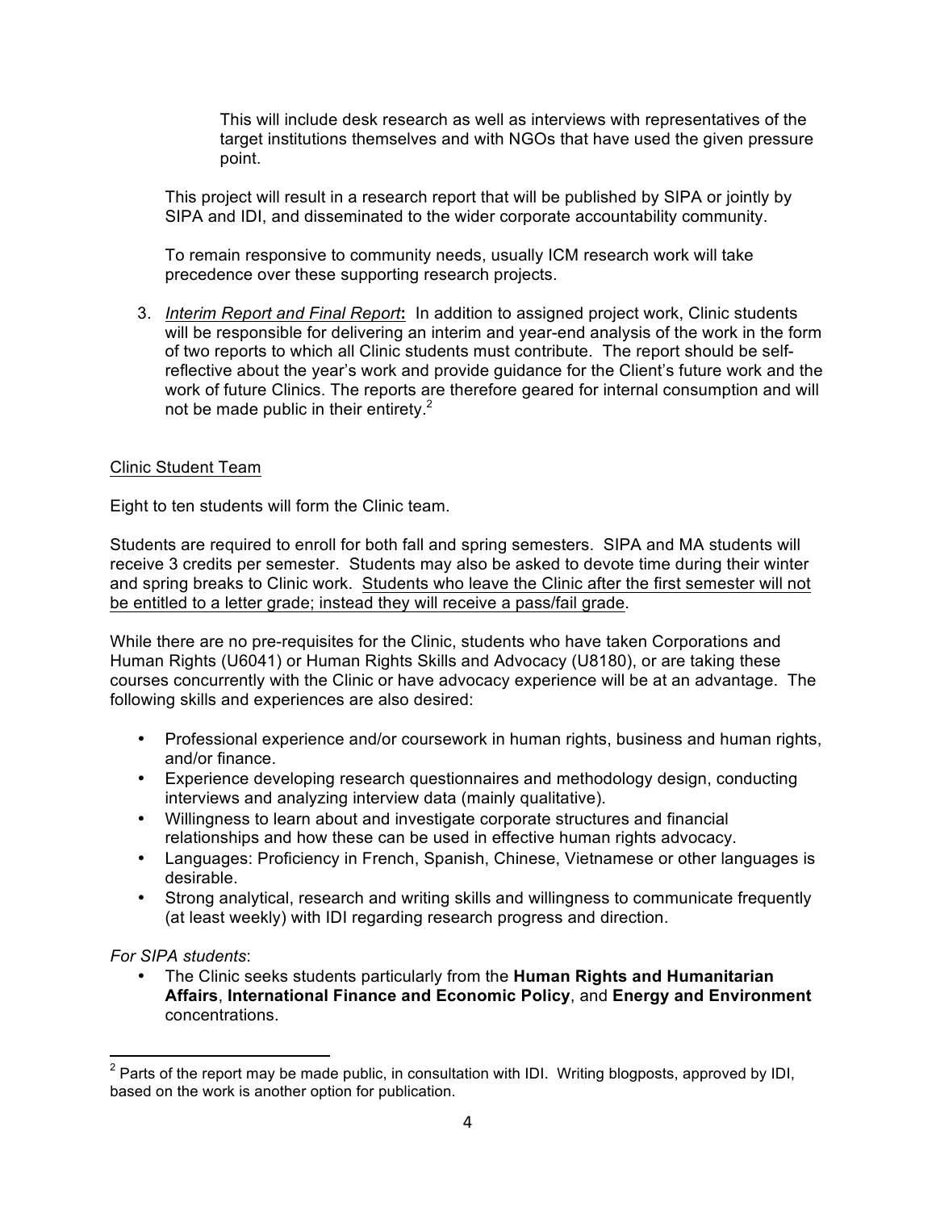This will include desk research as well as interviews with representatives of the target institutions themselves and with NGOs that have used the given pressure point.

This project will result in a research report that will be published by SIPA or jointly by SIPA and IDI, and disseminated to the wider corporate accountability community.

To remain responsive to community needs, usually ICM research work will take precedence over these supporting research projects.

3. *Interim Report and Final Report***:** In addition to assigned project work, Clinic students will be responsible for delivering an interim and year-end analysis of the work in the form of two reports to which all Clinic students must contribute. The report should be self-reflective about the year's work and provide guidance for the Client's future work and the work of future Clinics. The reports are therefore geared for internal consumption and will not be made public in their entirety.[2]

## Clinic Student Team

Eight to ten students will form the Clinic team.

Students are required to enroll for both fall and spring semesters. SIPA and MA students will receive 3 credits per semester. Students may also be asked to devote time during their winter and spring breaks to Clinic work. Students who leave the Clinic after the first semester will not be entitled to a letter grade; instead they will receive a pass/fail grade.

While there are no pre-requisites for the Clinic, students who have taken Corporations and Human Rights (U6041) or Human Rights Skills and Advocacy (U8180), or are taking these courses concurrently with the Clinic or have advocacy experience will be at an advantage. The following skills and experiences are also desired:

- Professional experience and/or coursework in human rights, business and human rights, and/or finance.
- Experience developing research questionnaires and methodology design, conducting interviews and analyzing interview data (mainly qualitative).
- Willingness to learn about and investigate corporate structures and financial relationships and how these can be used in effective human rights advocacy.
- Languages: Proficiency in French, Spanish, Chinese, Vietnamese or other languages is desirable.
- Strong analytical, research and writing skills and willingness to communicate frequently (at least weekly) with IDI regarding research progress and direction.

*For SIPA students*:

- The Clinic seeks students particularly from the **Human Rights and Humanitarian Affairs**, **International Finance and Economic Policy**, and **Energy and Environment** concentrations.

---

[2] Parts of the report may be made public, in consultation with IDI. Writing blogposts, approved by IDI, based on the work is another option for publication.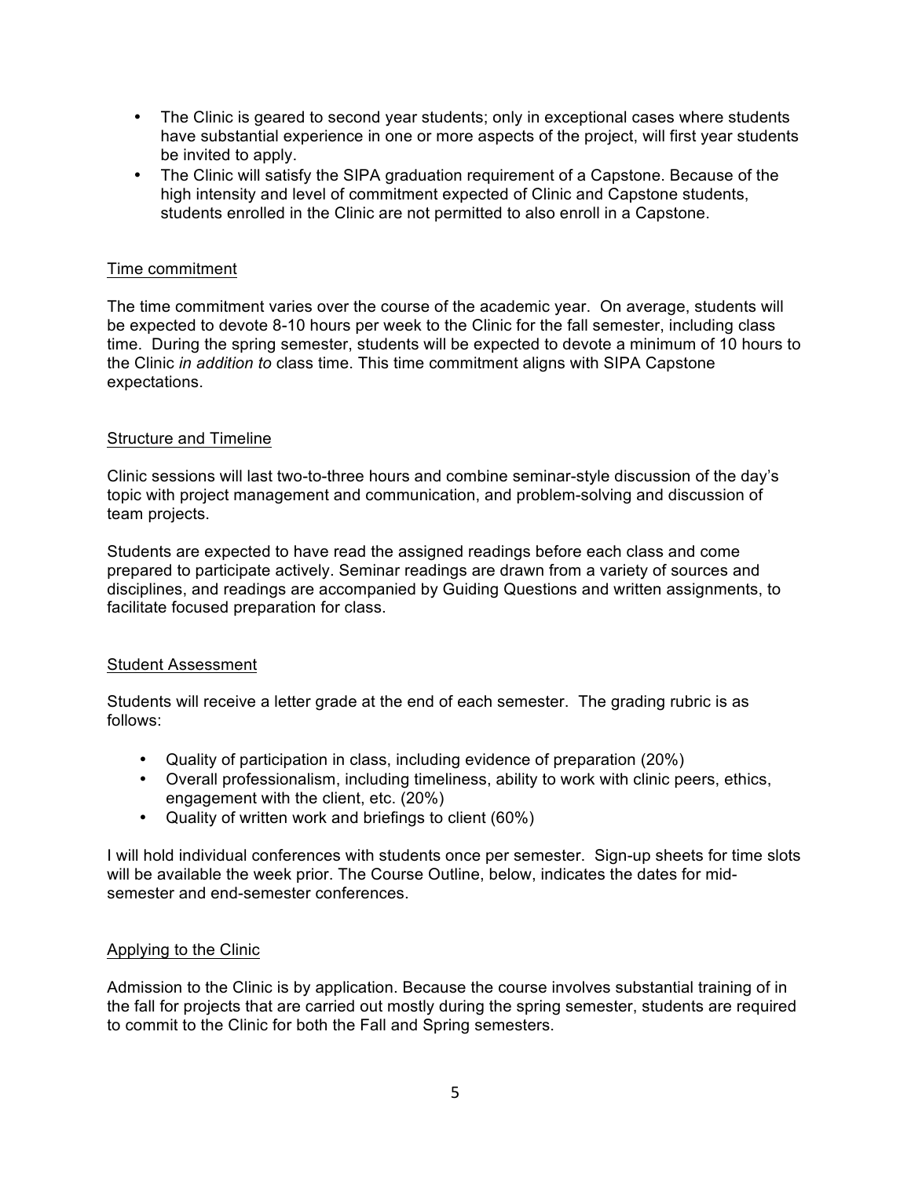- The Clinic is geared to second year students; only in exceptional cases where students have substantial experience in one or more aspects of the project, will first year students be invited to apply.
- The Clinic will satisfy the SIPA graduation requirement of a Capstone. Because of the high intensity and level of commitment expected of Clinic and Capstone students, students enrolled in the Clinic are not permitted to also enroll in a Capstone.

## Time commitment

The time commitment varies over the course of the academic year. On average, students will be expected to devote 8-10 hours per week to the Clinic for the fall semester, including class time. During the spring semester, students will be expected to devote a minimum of 10 hours to the Clinic *in addition to* class time. This time commitment aligns with SIPA Capstone expectations.

## Structure and Timeline

Clinic sessions will last two-to-three hours and combine seminar-style discussion of the day's topic with project management and communication, and problem-solving and discussion of team projects.

Students are expected to have read the assigned readings before each class and come prepared to participate actively. Seminar readings are drawn from a variety of sources and disciplines, and readings are accompanied by Guiding Questions and written assignments, to facilitate focused preparation for class.

## Student Assessment

Students will receive a letter grade at the end of each semester. The grading rubric is as follows:

- Quality of participation in class, including evidence of preparation (20%)
- Overall professionalism, including timeliness, ability to work with clinic peers, ethics, engagement with the client, etc. (20%)
- Quality of written work and briefings to client (60%)

I will hold individual conferences with students once per semester. Sign-up sheets for time slots will be available the week prior. The Course Outline, below, indicates the dates for mid-semester and end-semester conferences.

## Applying to the Clinic

Admission to the Clinic is by application. Because the course involves substantial training of in the fall for projects that are carried out mostly during the spring semester, students are required to commit to the Clinic for both the Fall and Spring semesters.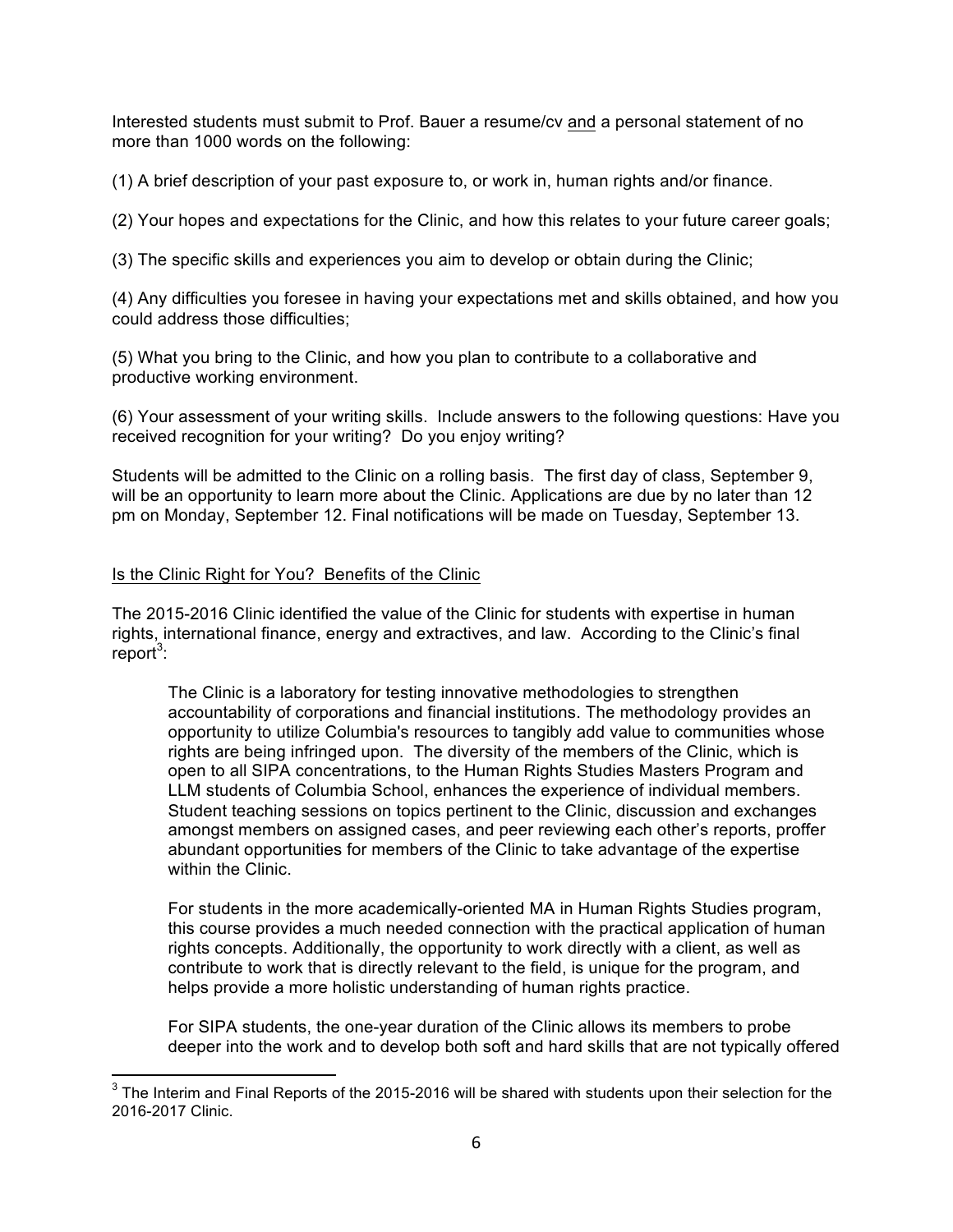Interested students must submit to Prof. Bauer a resume/cv <u>and</u> a personal statement of no more than 1000 words on the following:

(1) A brief description of your past exposure to, or work in, human rights and/or finance.

(2) Your hopes and expectations for the Clinic, and how this relates to your future career goals;

(3) The specific skills and experiences you aim to develop or obtain during the Clinic;

(4) Any difficulties you foresee in having your expectations met and skills obtained, and how you could address those difficulties;

(5) What you bring to the Clinic, and how you plan to contribute to a collaborative and productive working environment.

(6) Your assessment of your writing skills. Include answers to the following questions: Have you received recognition for your writing? Do you enjoy writing?

Students will be admitted to the Clinic on a rolling basis. The first day of class, September 9, will be an opportunity to learn more about the Clinic. Applications are due by no later than 12 pm on Monday, September 12. Final notifications will be made on Tuesday, September 13.

<u>Is the Clinic Right for You? Benefits of the Clinic</u>

The 2015-2016 Clinic identified the value of the Clinic for students with expertise in human rights, international finance, energy and extractives, and law. According to the Clinic's final report[3]:

> The Clinic is a laboratory for testing innovative methodologies to strengthen accountability of corporations and financial institutions. The methodology provides an opportunity to utilize Columbia's resources to tangibly add value to communities whose rights are being infringed upon. The diversity of the members of the Clinic, which is open to all SIPA concentrations, to the Human Rights Studies Masters Program and LLM students of Columbia School, enhances the experience of individual members. Student teaching sessions on topics pertinent to the Clinic, discussion and exchanges amongst members on assigned cases, and peer reviewing each other's reports, proffer abundant opportunities for members of the Clinic to take advantage of the expertise within the Clinic.
>
> For students in the more academically-oriented MA in Human Rights Studies program, this course provides a much needed connection with the practical application of human rights concepts. Additionally, the opportunity to work directly with a client, as well as contribute to work that is directly relevant to the field, is unique for the program, and helps provide a more holistic understanding of human rights practice.
>
> For SIPA students, the one-year duration of the Clinic allows its members to probe deeper into the work and to develop both soft and hard skills that are not typically offered

[3] The Interim and Final Reports of the 2015-2016 will be shared with students upon their selection for the 2016-2017 Clinic.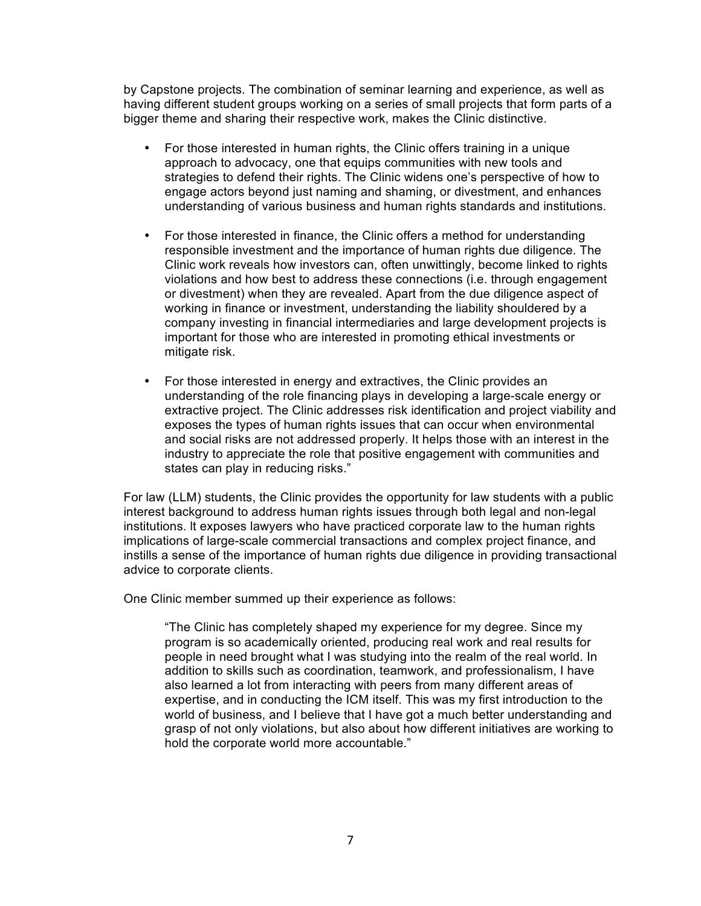by Capstone projects. The combination of seminar learning and experience, as well as having different student groups working on a series of small projects that form parts of a bigger theme and sharing their respective work, makes the Clinic distinctive.

- For those interested in human rights, the Clinic offers training in a unique approach to advocacy, one that equips communities with new tools and strategies to defend their rights. The Clinic widens one's perspective of how to engage actors beyond just naming and shaming, or divestment, and enhances understanding of various business and human rights standards and institutions.

- For those interested in finance, the Clinic offers a method for understanding responsible investment and the importance of human rights due diligence. The Clinic work reveals how investors can, often unwittingly, become linked to rights violations and how best to address these connections (i.e. through engagement or divestment) when they are revealed. Apart from the due diligence aspect of working in finance or investment, understanding the liability shouldered by a company investing in financial intermediaries and large development projects is important for those who are interested in promoting ethical investments or mitigate risk.

- For those interested in energy and extractives, the Clinic provides an understanding of the role financing plays in developing a large-scale energy or extractive project. The Clinic addresses risk identification and project viability and exposes the types of human rights issues that can occur when environmental and social risks are not addressed properly. It helps those with an interest in the industry to appreciate the role that positive engagement with communities and states can play in reducing risks."

For law (LLM) students, the Clinic provides the opportunity for law students with a public interest background to address human rights issues through both legal and non-legal institutions. It exposes lawyers who have practiced corporate law to the human rights implications of large-scale commercial transactions and complex project finance, and instills a sense of the importance of human rights due diligence in providing transactional advice to corporate clients.

One Clinic member summed up their experience as follows:

> "The Clinic has completely shaped my experience for my degree. Since my program is so academically oriented, producing real work and real results for people in need brought what I was studying into the realm of the real world. In addition to skills such as coordination, teamwork, and professionalism, I have also learned a lot from interacting with peers from many different areas of expertise, and in conducting the ICM itself. This was my first introduction to the world of business, and I believe that I have got a much better understanding and grasp of not only violations, but also about how different initiatives are working to hold the corporate world more accountable."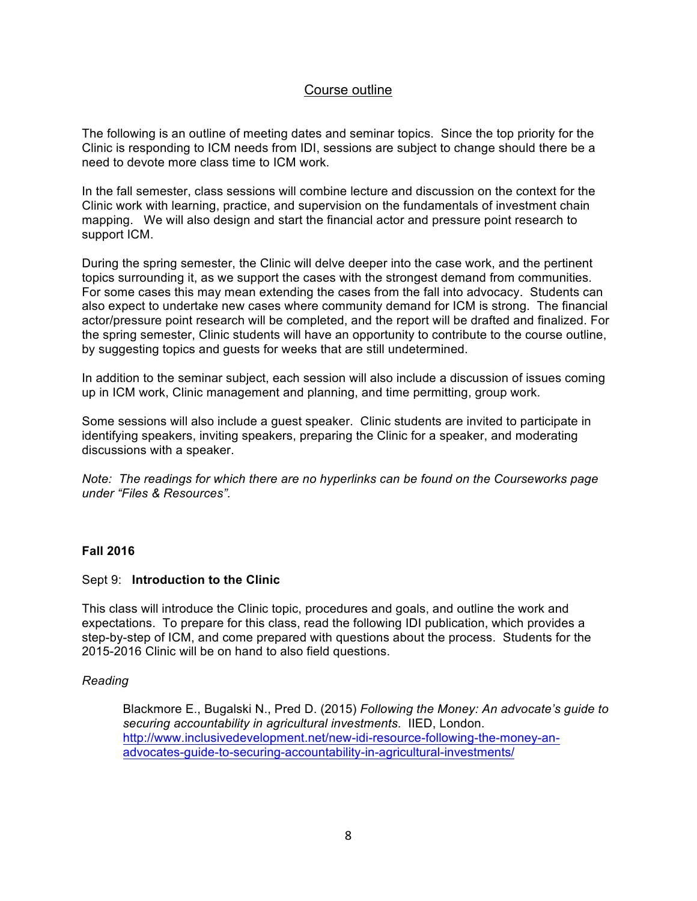## Course outline

The following is an outline of meeting dates and seminar topics. Since the top priority for the Clinic is responding to ICM needs from IDI, sessions are subject to change should there be a need to devote more class time to ICM work.

In the fall semester, class sessions will combine lecture and discussion on the context for the Clinic work with learning, practice, and supervision on the fundamentals of investment chain mapping. We will also design and start the financial actor and pressure point research to support ICM.

During the spring semester, the Clinic will delve deeper into the case work, and the pertinent topics surrounding it, as we support the cases with the strongest demand from communities. For some cases this may mean extending the cases from the fall into advocacy. Students can also expect to undertake new cases where community demand for ICM is strong. The financial actor/pressure point research will be completed, and the report will be drafted and finalized. For the spring semester, Clinic students will have an opportunity to contribute to the course outline, by suggesting topics and guests for weeks that are still undetermined.

In addition to the seminar subject, each session will also include a discussion of issues coming up in ICM work, Clinic management and planning, and time permitting, group work.

Some sessions will also include a guest speaker. Clinic students are invited to participate in identifying speakers, inviting speakers, preparing the Clinic for a speaker, and moderating discussions with a speaker.

*Note: The readings for which there are no hyperlinks can be found on the Courseworks page under "Files & Resources".*

### Fall 2016

Sept 9: **Introduction to the Clinic**

This class will introduce the Clinic topic, procedures and goals, and outline the work and expectations. To prepare for this class, read the following IDI publication, which provides a step-by-step of ICM, and come prepared with questions about the process. Students for the 2015-2016 Clinic will be on hand to also field questions.

*Reading*

> Blackmore E., Bugalski N., Pred D. (2015) *Following the Money: An advocate's guide to securing accountability in agricultural investments*. IIED, London. http://www.inclusivedevelopment.net/new-idi-resource-following-the-money-an-advocates-guide-to-securing-accountability-in-agricultural-investments/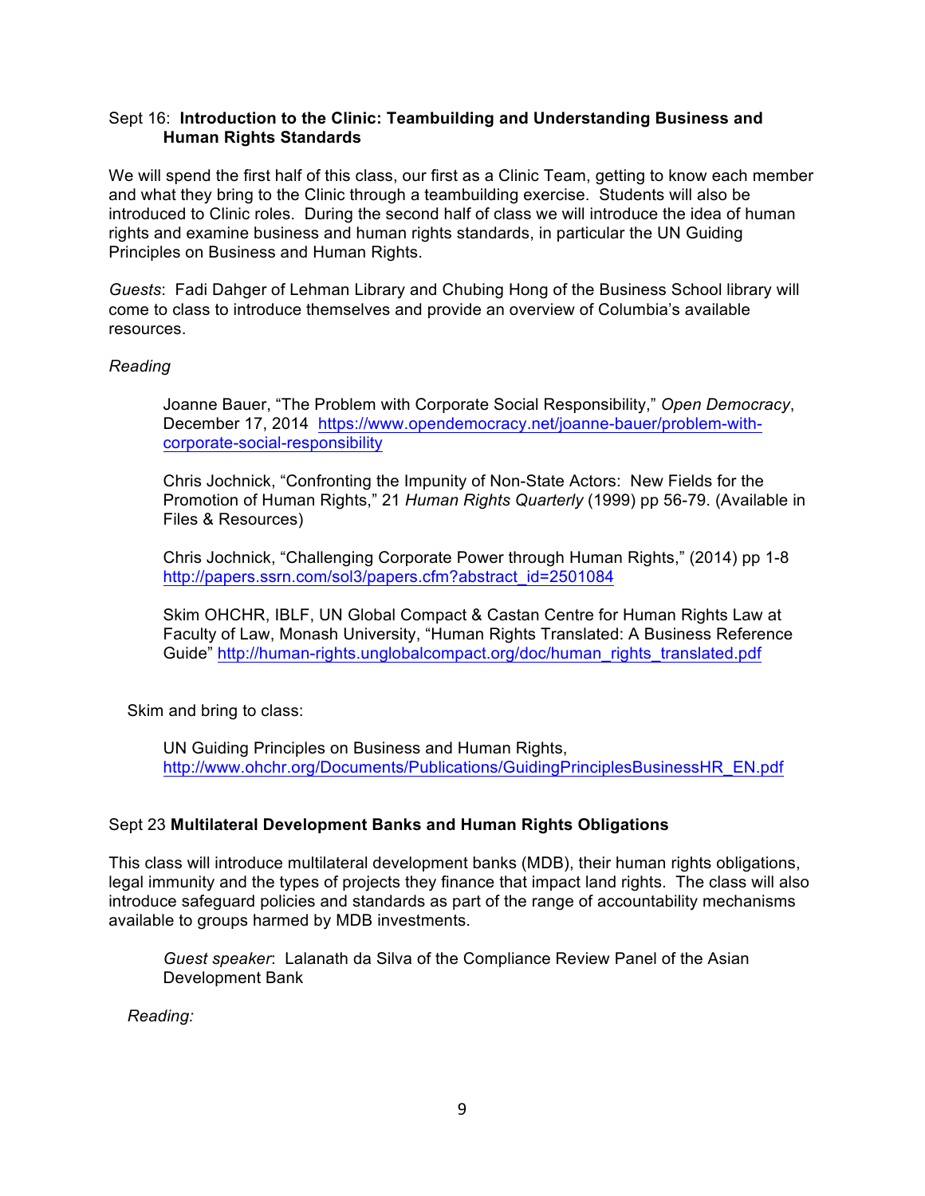Sept 16: **Introduction to the Clinic: Teambuilding and Understanding Business and Human Rights Standards**

We will spend the first half of this class, our first as a Clinic Team, getting to know each member and what they bring to the Clinic through a teambuilding exercise. Students will also be introduced to Clinic roles. During the second half of class we will introduce the idea of human rights and examine business and human rights standards, in particular the UN Guiding Principles on Business and Human Rights.

*Guests*: Fadi Dahger of Lehman Library and Chubing Hong of the Business School library will come to class to introduce themselves and provide an overview of Columbia's available resources.

*Reading*

> Joanne Bauer, "The Problem with Corporate Social Responsibility," *Open Democracy*, December 17, 2014 https://www.opendemocracy.net/joanne-bauer/problem-with-corporate-social-responsibility
>
> Chris Jochnick, "Confronting the Impunity of Non-State Actors: New Fields for the Promotion of Human Rights," 21 *Human Rights Quarterly* (1999) pp 56-79. (Available in Files & Resources)
>
> Chris Jochnick, "Challenging Corporate Power through Human Rights," (2014) pp 1-8 http://papers.ssrn.com/sol3/papers.cfm?abstract_id=2501084
>
> Skim OHCHR, IBLF, UN Global Compact & Castan Centre for Human Rights Law at Faculty of Law, Monash University, "Human Rights Translated: A Business Reference Guide" http://human-rights.unglobalcompact.org/doc/human_rights_translated.pdf

Skim and bring to class:

> UN Guiding Principles on Business and Human Rights, http://www.ohchr.org/Documents/Publications/GuidingPrinciplesBusinessHR_EN.pdf

Sept 23 **Multilateral Development Banks and Human Rights Obligations**

This class will introduce multilateral development banks (MDB), their human rights obligations, legal immunity and the types of projects they finance that impact land rights. The class will also introduce safeguard policies and standards as part of the range of accountability mechanisms available to groups harmed by MDB investments.

> *Guest speaker*: Lalanath da Silva of the Compliance Review Panel of the Asian Development Bank

*Reading:*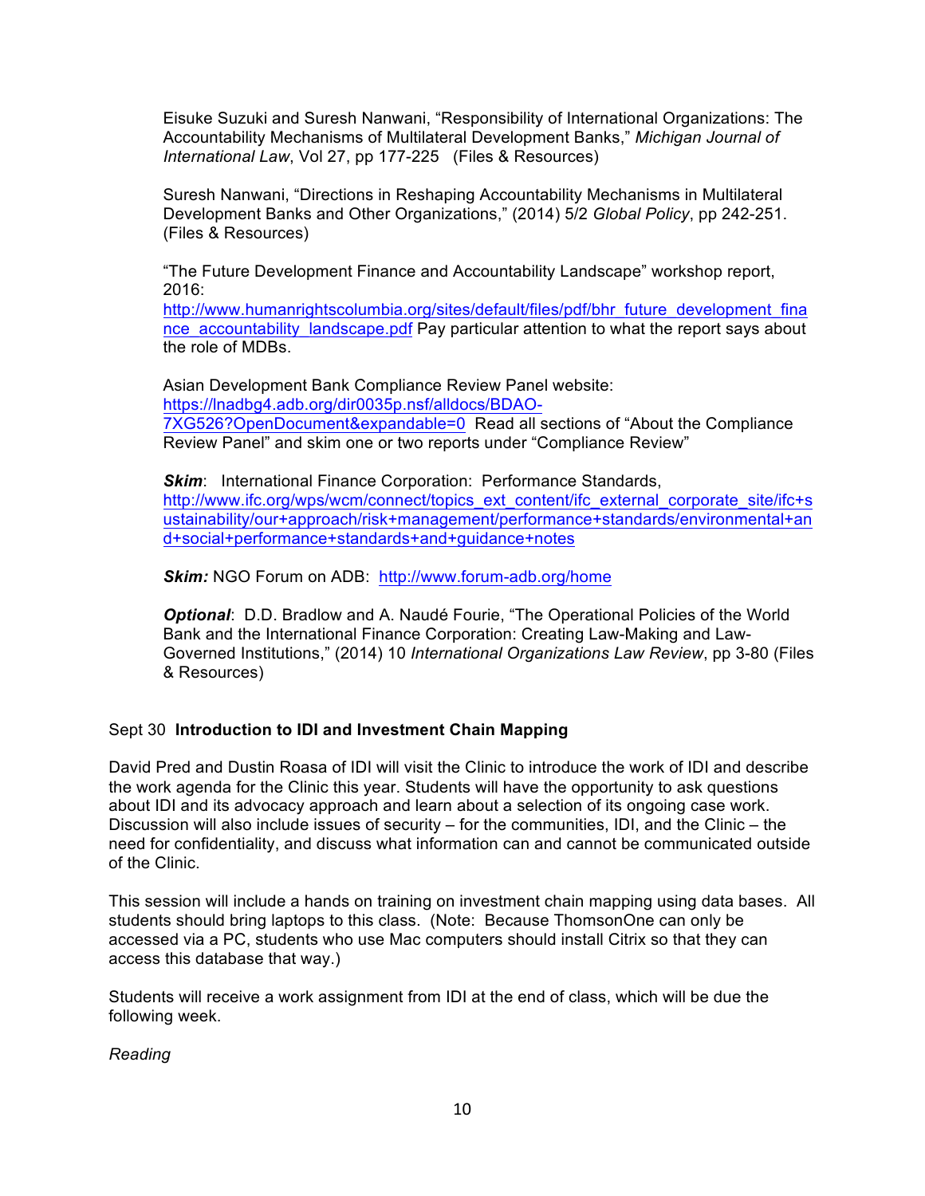Eisuke Suzuki and Suresh Nanwani, "Responsibility of International Organizations: The Accountability Mechanisms of Multilateral Development Banks," *Michigan Journal of International Law*, Vol 27, pp 177-225 (Files & Resources)

Suresh Nanwani, "Directions in Reshaping Accountability Mechanisms in Multilateral Development Banks and Other Organizations," (2014) 5/2 *Global Policy*, pp 242-251. (Files & Resources)

"The Future Development Finance and Accountability Landscape" workshop report, 2016: http://www.humanrightscolumbia.org/sites/default/files/pdf/bhr_future_development_finance_accountability_landscape.pdf Pay particular attention to what the report says about the role of MDBs.

Asian Development Bank Compliance Review Panel website: https://lnadbg4.adb.org/dir0035p.nsf/alldocs/BDAO-7XG526?OpenDocument&expandable=0 Read all sections of "About the Compliance Review Panel" and skim one or two reports under "Compliance Review"

***Skim***: International Finance Corporation: Performance Standards, http://www.ifc.org/wps/wcm/connect/topics_ext_content/ifc_external_corporate_site/ifc+sustainability/our+approach/risk+management/performance+standards/environmental+and+social+performance+standards+and+guidance+notes

***Skim:*** NGO Forum on ADB: http://www.forum-adb.org/home

***Optional***: D.D. Bradlow and A. Naudé Fourie, "The Operational Policies of the World Bank and the International Finance Corporation: Creating Law-Making and Law-Governed Institutions," (2014) 10 *International Organizations Law Review*, pp 3-80 (Files & Resources)

Sept 30 **Introduction to IDI and Investment Chain Mapping**

David Pred and Dustin Roasa of IDI will visit the Clinic to introduce the work of IDI and describe the work agenda for the Clinic this year. Students will have the opportunity to ask questions about IDI and its advocacy approach and learn about a selection of its ongoing case work. Discussion will also include issues of security – for the communities, IDI, and the Clinic – the need for confidentiality, and discuss what information can and cannot be communicated outside of the Clinic.

This session will include a hands on training on investment chain mapping using data bases. All students should bring laptops to this class. (Note: Because ThomsonOne can only be accessed via a PC, students who use Mac computers should install Citrix so that they can access this database that way.)

Students will receive a work assignment from IDI at the end of class, which will be due the following week.

*Reading*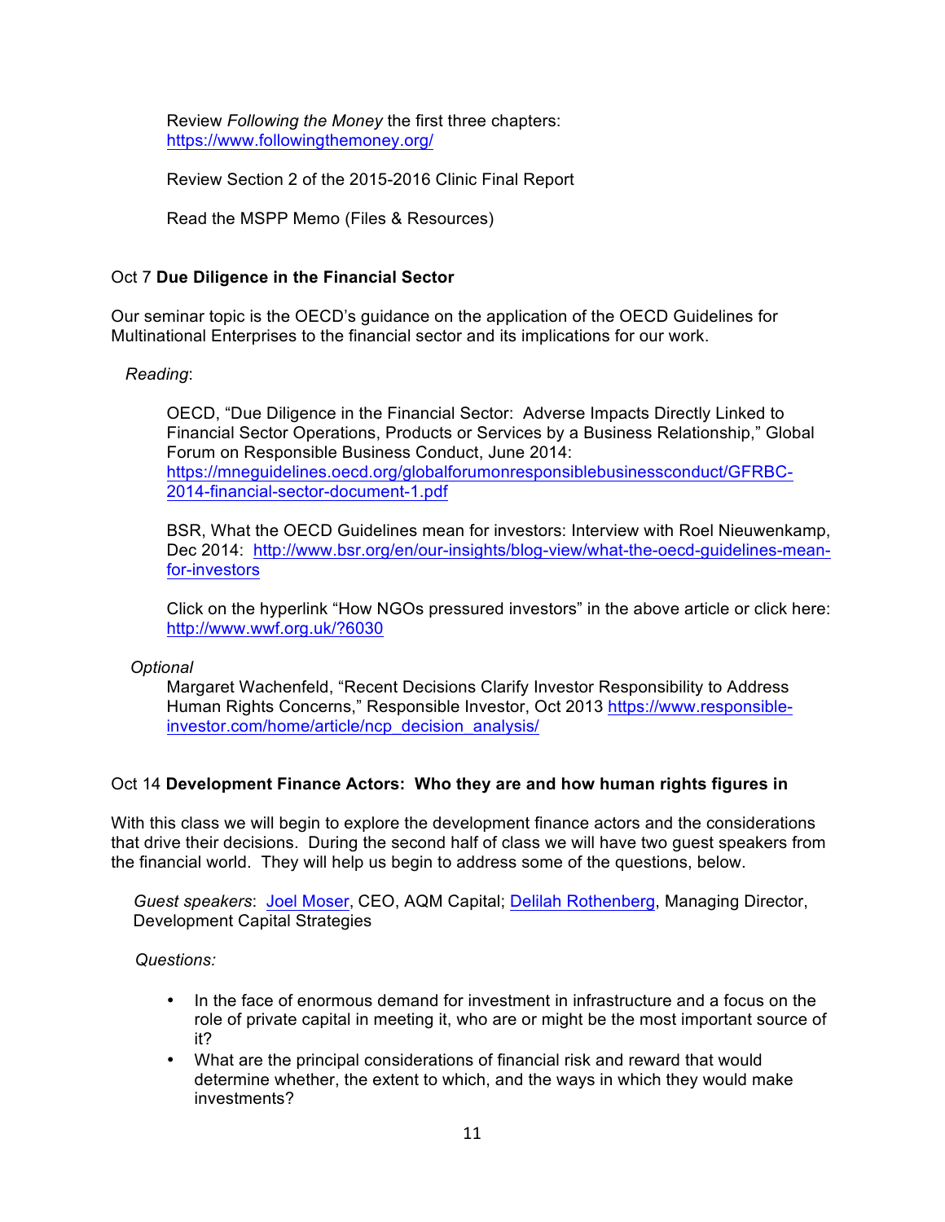Review *Following the Money* the first three chapters: [https://www.followingthemoney.org/](https://www.followingthemoney.org/)

Review Section 2 of the 2015-2016 Clinic Final Report

Read the MSPP Memo (Files & Resources)

Oct 7 **Due Diligence in the Financial Sector**

Our seminar topic is the OECD's guidance on the application of the OECD Guidelines for Multinational Enterprises to the financial sector and its implications for our work.

*Reading*:

OECD, "Due Diligence in the Financial Sector: Adverse Impacts Directly Linked to Financial Sector Operations, Products or Services by a Business Relationship," Global Forum on Responsible Business Conduct, June 2014: [https://mneguidelines.oecd.org/globalforumonresponsiblebusinessconduct/GFRBC-2014-financial-sector-document-1.pdf](https://mneguidelines.oecd.org/globalforumonresponsiblebusinessconduct/GFRBC-2014-financial-sector-document-1.pdf)

BSR, What the OECD Guidelines mean for investors: Interview with Roel Nieuwenkamp, Dec 2014: [http://www.bsr.org/en/our-insights/blog-view/what-the-oecd-guidelines-mean-for-investors](http://www.bsr.org/en/our-insights/blog-view/what-the-oecd-guidelines-mean-for-investors)

Click on the hyperlink "How NGOs pressured investors" in the above article or click here: [http://www.wwf.org.uk/?6030](http://www.wwf.org.uk/?6030)

*Optional*

Margaret Wachenfeld, "Recent Decisions Clarify Investor Responsibility to Address Human Rights Concerns," Responsible Investor, Oct 2013 [https://www.responsible-investor.com/home/article/ncp_decision_analysis/](https://www.responsible-investor.com/home/article/ncp_decision_analysis/)

Oct 14 **Development Finance Actors: Who they are and how human rights figures in**

With this class we will begin to explore the development finance actors and the considerations that drive their decisions. During the second half of class we will have two guest speakers from the financial world. They will help us begin to address some of the questions, below.

*Guest speakers*: Joel Moser, CEO, AQM Capital; Delilah Rothenberg, Managing Director, Development Capital Strategies

*Questions:*

- In the face of enormous demand for investment in infrastructure and a focus on the role of private capital in meeting it, who are or might be the most important source of it?
- What are the principal considerations of financial risk and reward that would determine whether, the extent to which, and the ways in which they would make investments?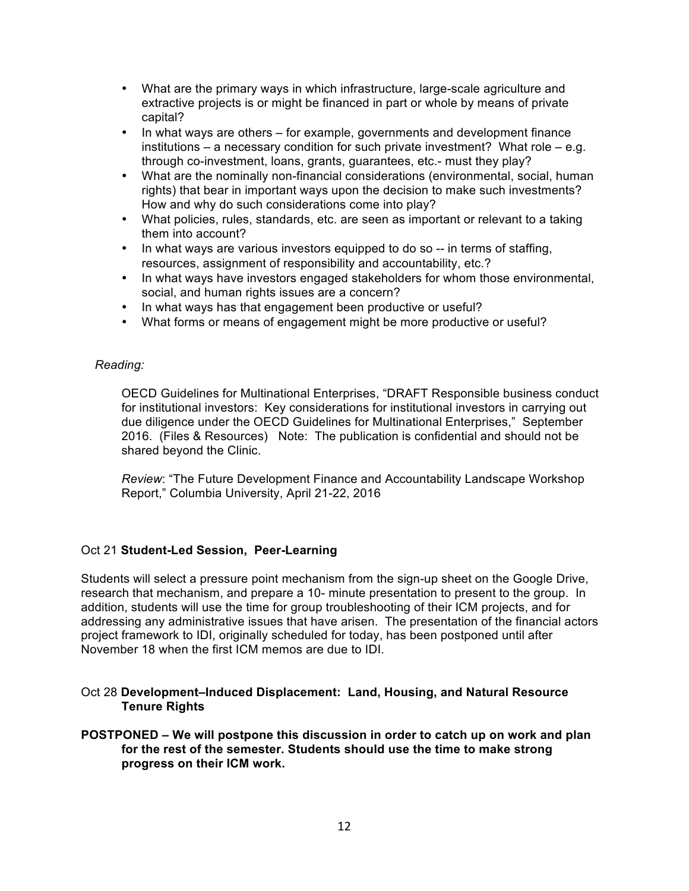- What are the primary ways in which infrastructure, large-scale agriculture and extractive projects is or might be financed in part or whole by means of private capital?
- In what ways are others – for example, governments and development finance institutions – a necessary condition for such private investment? What role – e.g. through co-investment, loans, grants, guarantees, etc.- must they play?
- What are the nominally non-financial considerations (environmental, social, human rights) that bear in important ways upon the decision to make such investments? How and why do such considerations come into play?
- What policies, rules, standards, etc. are seen as important or relevant to a taking them into account?
- In what ways are various investors equipped to do so -- in terms of staffing, resources, assignment of responsibility and accountability, etc.?
- In what ways have investors engaged stakeholders for whom those environmental, social, and human rights issues are a concern?
- In what ways has that engagement been productive or useful?
- What forms or means of engagement might be more productive or useful?

*Reading:*

OECD Guidelines for Multinational Enterprises, "DRAFT Responsible business conduct for institutional investors: Key considerations for institutional investors in carrying out due diligence under the OECD Guidelines for Multinational Enterprises," September 2016. (Files & Resources) Note: The publication is confidential and should not be shared beyond the Clinic.

*Review*: "The Future Development Finance and Accountability Landscape Workshop Report," Columbia University, April 21-22, 2016

Oct 21 **Student-Led Session, Peer-Learning**

Students will select a pressure point mechanism from the sign-up sheet on the Google Drive, research that mechanism, and prepare a 10- minute presentation to present to the group. In addition, students will use the time for group troubleshooting of their ICM projects, and for addressing any administrative issues that have arisen. The presentation of the financial actors project framework to IDI, originally scheduled for today, has been postponed until after November 18 when the first ICM memos are due to IDI.

Oct 28 **Development–Induced Displacement: Land, Housing, and Natural Resource Tenure Rights**

**POSTPONED – We will postpone this discussion in order to catch up on work and plan for the rest of the semester. Students should use the time to make strong progress on their ICM work.**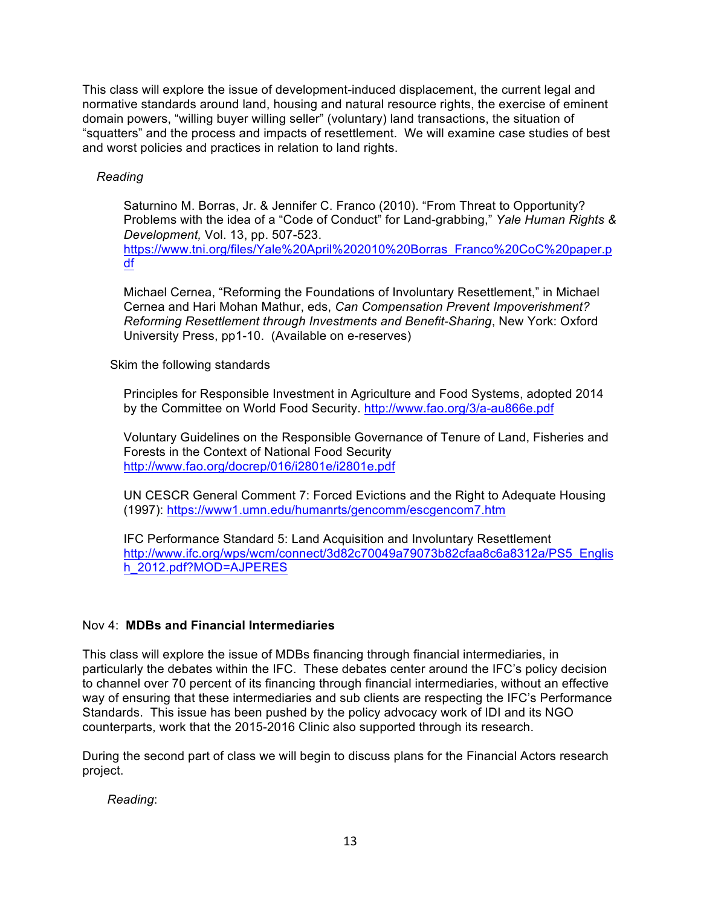This class will explore the issue of development-induced displacement, the current legal and normative standards around land, housing and natural resource rights, the exercise of eminent domain powers, "willing buyer willing seller" (voluntary) land transactions, the situation of "squatters" and the process and impacts of resettlement. We will examine case studies of best and worst policies and practices in relation to land rights.

*Reading*

Saturnino M. Borras, Jr. & Jennifer C. Franco (2010). "From Threat to Opportunity? Problems with the idea of a "Code of Conduct" for Land-grabbing," *Yale Human Rights & Development,* Vol. 13, pp. 507-523.
https://www.tni.org/files/Yale%20April%202010%20Borras_Franco%20CoC%20paper.pdf

Michael Cernea, "Reforming the Foundations of Involuntary Resettlement," in Michael Cernea and Hari Mohan Mathur, eds, *Can Compensation Prevent Impoverishment? Reforming Resettlement through Investments and Benefit-Sharing*, New York: Oxford University Press, pp1-10. (Available on e-reserves)

Skim the following standards

Principles for Responsible Investment in Agriculture and Food Systems, adopted 2014 by the Committee on World Food Security. http://www.fao.org/3/a-au866e.pdf

Voluntary Guidelines on the Responsible Governance of Tenure of Land, Fisheries and Forests in the Context of National Food Security
http://www.fao.org/docrep/016/i2801e/i2801e.pdf

UN CESCR General Comment 7: Forced Evictions and the Right to Adequate Housing (1997): https://www1.umn.edu/humanrts/gencomm/escgencom7.htm

IFC Performance Standard 5: Land Acquisition and Involuntary Resettlement
http://www.ifc.org/wps/wcm/connect/3d82c70049a79073b82cfaa8c6a8312a/PS5_English_2012.pdf?MOD=AJPERES

Nov 4: **MDBs and Financial Intermediaries**

This class will explore the issue of MDBs financing through financial intermediaries, in particularly the debates within the IFC. These debates center around the IFC's policy decision to channel over 70 percent of its financing through financial intermediaries, without an effective way of ensuring that these intermediaries and sub clients are respecting the IFC's Performance Standards. This issue has been pushed by the policy advocacy work of IDI and its NGO counterparts, work that the 2015-2016 Clinic also supported through its research.

During the second part of class we will begin to discuss plans for the Financial Actors research project.

*Reading*: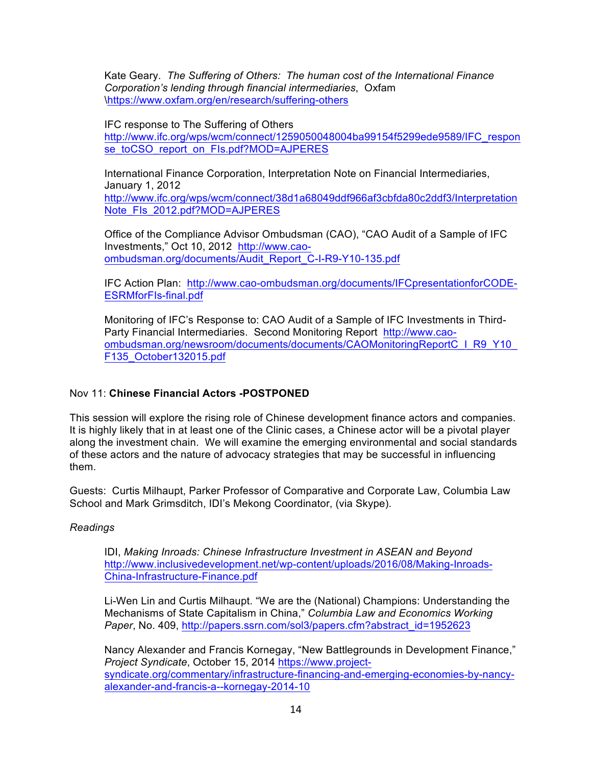Kate Geary. *The Suffering of Others: The human cost of the International Finance Corporation's lending through financial intermediaries*, Oxfam \https://www.oxfam.org/en/research/suffering-others

IFC response to The Suffering of Others
http://www.ifc.org/wps/wcm/connect/1259050048004ba99154f5299ede9589/IFC_response_toCSO_report_on_FIs.pdf?MOD=AJPERES

International Finance Corporation, Interpretation Note on Financial Intermediaries, January 1, 2012
http://www.ifc.org/wps/wcm/connect/38d1a68049ddf966af3cbfda80c2ddf3/InterpretationNote_FIs_2012.pdf?MOD=AJPERES

Office of the Compliance Advisor Ombudsman (CAO), "CAO Audit of a Sample of IFC Investments," Oct 10, 2012 http://www.cao-ombudsman.org/documents/Audit_Report_C-I-R9-Y10-135.pdf

IFC Action Plan: http://www.cao-ombudsman.org/documents/IFCpresentationforCODE-ESRMforFIs-final.pdf

Monitoring of IFC's Response to: CAO Audit of a Sample of IFC Investments in Third-Party Financial Intermediaries. Second Monitoring Report http://www.cao-ombudsman.org/newsroom/documents/documents/CAOMonitoringReportC_I_R9_Y10_F135_October132015.pdf

Nov 11: **Chinese Financial Actors -POSTPONED**

This session will explore the rising role of Chinese development finance actors and companies. It is highly likely that in at least one of the Clinic cases, a Chinese actor will be a pivotal player along the investment chain. We will examine the emerging environmental and social standards of these actors and the nature of advocacy strategies that may be successful in influencing them.

Guests: Curtis Milhaupt, Parker Professor of Comparative and Corporate Law, Columbia Law School and Mark Grimsditch, IDI's Mekong Coordinator, (via Skype).

*Readings*

IDI, *Making Inroads: Chinese Infrastructure Investment in ASEAN and Beyond* http://www.inclusivedevelopment.net/wp-content/uploads/2016/08/Making-Inroads-China-Infrastructure-Finance.pdf

Li-Wen Lin and Curtis Milhaupt. "We are the (National) Champions: Understanding the Mechanisms of State Capitalism in China," *Columbia Law and Economics Working Paper*, No. 409, http://papers.ssrn.com/sol3/papers.cfm?abstract_id=1952623

Nancy Alexander and Francis Kornegay, "New Battlegrounds in Development Finance," *Project Syndicate*, October 15, 2014 https://www.project-syndicate.org/commentary/infrastructure-financing-and-emerging-economies-by-nancy-alexander-and-francis-a--kornegay-2014-10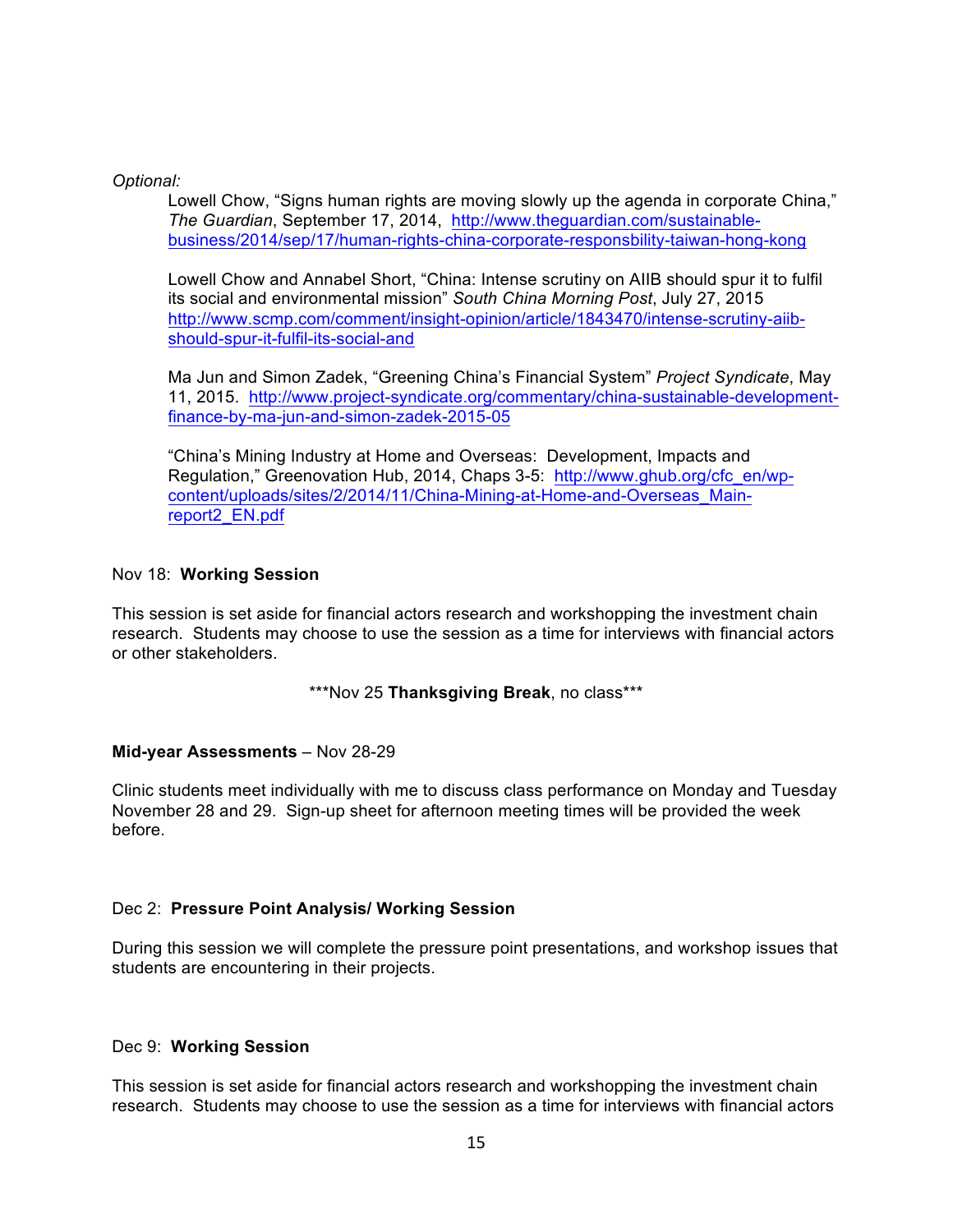*Optional:*

Lowell Chow, "Signs human rights are moving slowly up the agenda in corporate China," *The Guardian*, September 17, 2014, [http://www.theguardian.com/sustainable-business/2014/sep/17/human-rights-china-corporate-responsbility-taiwan-hong-kong](http://www.theguardian.com/sustainable-business/2014/sep/17/human-rights-china-corporate-responsbility-taiwan-hong-kong)

Lowell Chow and Annabel Short, "China: Intense scrutiny on AIIB should spur it to fulfil its social and environmental mission" *South China Morning Post*, July 27, 2015 [http://www.scmp.com/comment/insight-opinion/article/1843470/intense-scrutiny-aiib-should-spur-it-fulfil-its-social-and](http://www.scmp.com/comment/insight-opinion/article/1843470/intense-scrutiny-aiib-should-spur-it-fulfil-its-social-and)

Ma Jun and Simon Zadek, "Greening China's Financial System" *Project Syndicate*, May 11, 2015. [http://www.project-syndicate.org/commentary/china-sustainable-development-finance-by-ma-jun-and-simon-zadek-2015-05](http://www.project-syndicate.org/commentary/china-sustainable-development-finance-by-ma-jun-and-simon-zadek-2015-05)

"China's Mining Industry at Home and Overseas: Development, Impacts and Regulation," Greenovation Hub, 2014, Chaps 3-5: [http://www.ghub.org/cfc_en/wp-content/uploads/sites/2/2014/11/China-Mining-at-Home-and-Overseas_Main-report2_EN.pdf](http://www.ghub.org/cfc_en/wp-content/uploads/sites/2/2014/11/China-Mining-at-Home-and-Overseas_Main-report2_EN.pdf)

Nov 18: **Working Session**

This session is set aside for financial actors research and workshopping the investment chain research. Students may choose to use the session as a time for interviews with financial actors or other stakeholders.

***Nov 25 **Thanksgiving Break**, no class***

**Mid-year Assessments** – Nov 28-29

Clinic students meet individually with me to discuss class performance on Monday and Tuesday November 28 and 29. Sign-up sheet for afternoon meeting times will be provided the week before.

Dec 2: **Pressure Point Analysis/ Working Session**

During this session we will complete the pressure point presentations, and workshop issues that students are encountering in their projects.

Dec 9: **Working Session**

This session is set aside for financial actors research and workshopping the investment chain research. Students may choose to use the session as a time for interviews with financial actors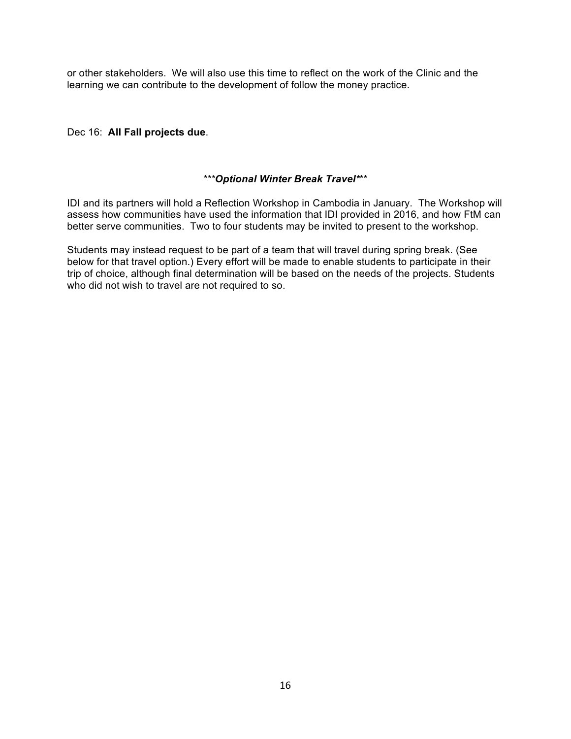or other stakeholders. We will also use this time to reflect on the work of the Clinic and the learning we can contribute to the development of follow the money practice.

Dec 16: **All Fall projects due**.

***Optional Winter Break Travel***

IDI and its partners will hold a Reflection Workshop in Cambodia in January. The Workshop will assess how communities have used the information that IDI provided in 2016, and how FtM can better serve communities. Two to four students may be invited to present to the workshop.

Students may instead request to be part of a team that will travel during spring break. (See below for that travel option.) Every effort will be made to enable students to participate in their trip of choice, although final determination will be based on the needs of the projects. Students who did not wish to travel are not required to so.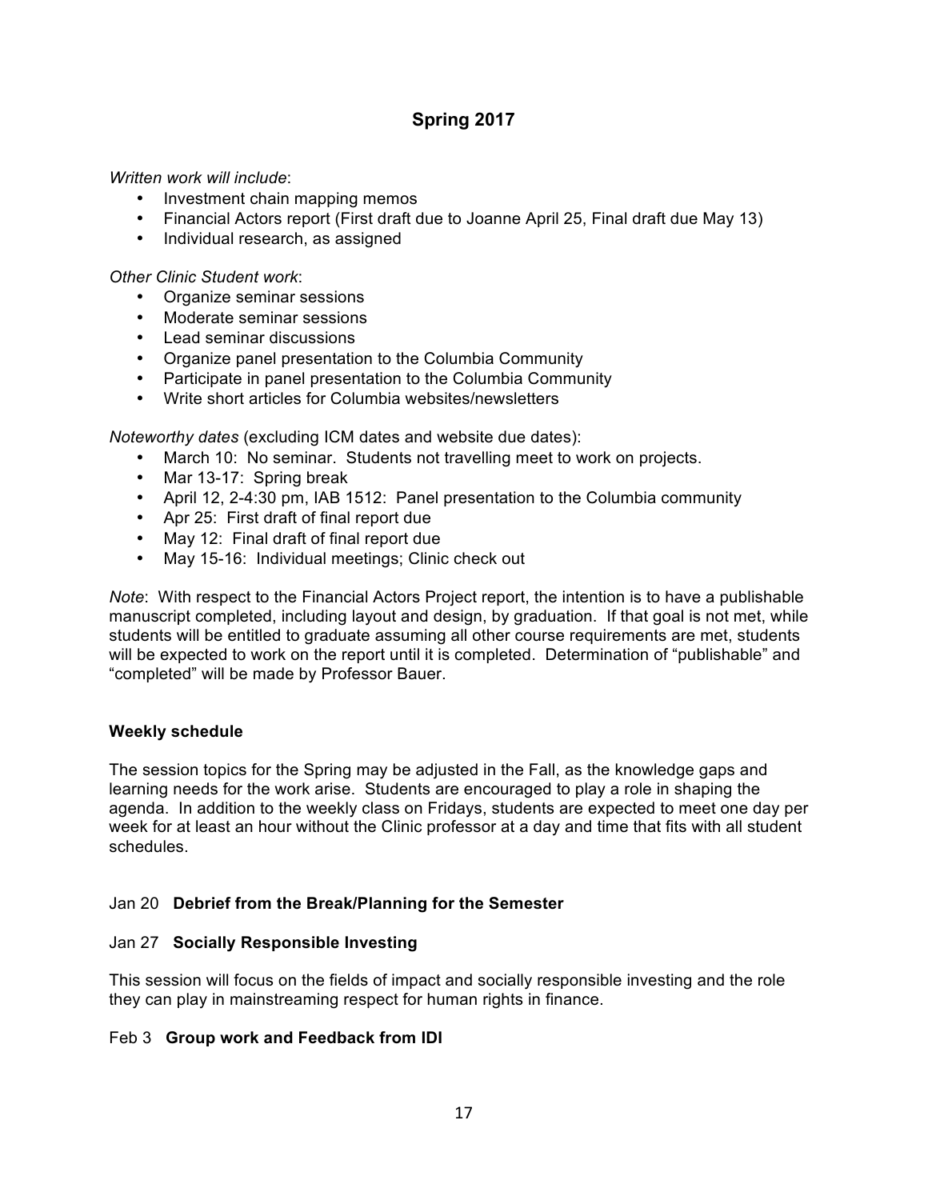## Spring 2017

*Written work will include*:

- Investment chain mapping memos
- Financial Actors report (First draft due to Joanne April 25, Final draft due May 13)
- Individual research, as assigned

*Other Clinic Student work*:

- Organize seminar sessions
- Moderate seminar sessions
- Lead seminar discussions
- Organize panel presentation to the Columbia Community
- Participate in panel presentation to the Columbia Community
- Write short articles for Columbia websites/newsletters

*Noteworthy dates* (excluding ICM dates and website due dates):

- March 10: No seminar. Students not travelling meet to work on projects.
- Mar 13-17: Spring break
- April 12, 2-4:30 pm, IAB 1512: Panel presentation to the Columbia community
- Apr 25: First draft of final report due
- May 12: Final draft of final report due
- May 15-16: Individual meetings; Clinic check out

*Note*: With respect to the Financial Actors Project report, the intention is to have a publishable manuscript completed, including layout and design, by graduation. If that goal is not met, while students will be entitled to graduate assuming all other course requirements are met, students will be expected to work on the report until it is completed. Determination of "publishable" and "completed" will be made by Professor Bauer.

### Weekly schedule

The session topics for the Spring may be adjusted in the Fall, as the knowledge gaps and learning needs for the work arise. Students are encouraged to play a role in shaping the agenda. In addition to the weekly class on Fridays, students are expected to meet one day per week for at least an hour without the Clinic professor at a day and time that fits with all student schedules.

Jan 20 **Debrief from the Break/Planning for the Semester**

Jan 27 **Socially Responsible Investing**

This session will focus on the fields of impact and socially responsible investing and the role they can play in mainstreaming respect for human rights in finance.

Feb 3 **Group work and Feedback from IDI**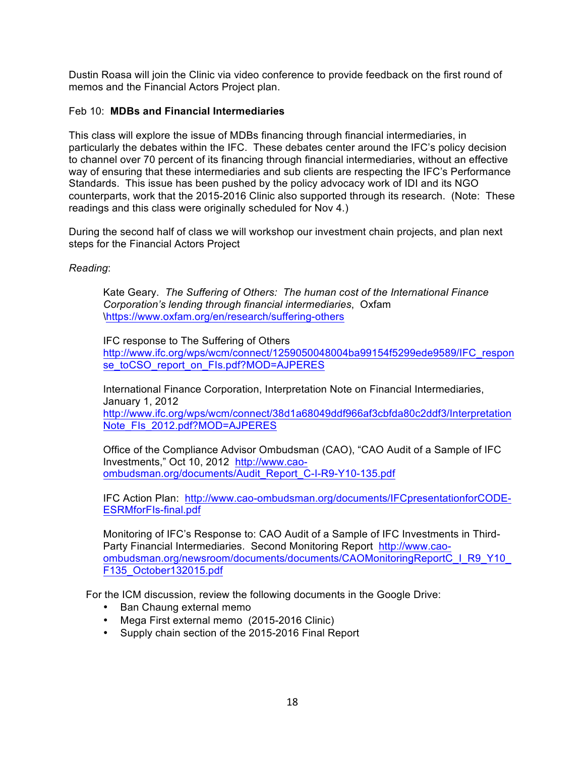Dustin Roasa will join the Clinic via video conference to provide feedback on the first round of memos and the Financial Actors Project plan.

Feb 10: **MDBs and Financial Intermediaries**

This class will explore the issue of MDBs financing through financial intermediaries, in particularly the debates within the IFC. These debates center around the IFC's policy decision to channel over 70 percent of its financing through financial intermediaries, without an effective way of ensuring that these intermediaries and sub clients are respecting the IFC's Performance Standards. This issue has been pushed by the policy advocacy work of IDI and its NGO counterparts, work that the 2015-2016 Clinic also supported through its research. (Note: These readings and this class were originally scheduled for Nov 4.)

During the second half of class we will workshop our investment chain projects, and plan next steps for the Financial Actors Project

*Reading*:

> Kate Geary. *The Suffering of Others: The human cost of the International Finance Corporation's lending through financial intermediaries*, Oxfam \https://www.oxfam.org/en/research/suffering-others
>
> IFC response to The Suffering of Others
> http://www.ifc.org/wps/wcm/connect/1259050048004ba99154f5299ede9589/IFC_response_toCSO_report_on_FIs.pdf?MOD=AJPERES
>
> International Finance Corporation, Interpretation Note on Financial Intermediaries, January 1, 2012
> http://www.ifc.org/wps/wcm/connect/38d1a68049ddf966af3cbfda80c2ddf3/InterpretationNote_FIs_2012.pdf?MOD=AJPERES
>
> Office of the Compliance Advisor Ombudsman (CAO), "CAO Audit of a Sample of IFC Investments," Oct 10, 2012 http://www.cao-ombudsman.org/documents/Audit_Report_C-I-R9-Y10-135.pdf
>
> IFC Action Plan: http://www.cao-ombudsman.org/documents/IFCpresentationforCODE-ESRMforFIs-final.pdf
>
> Monitoring of IFC's Response to: CAO Audit of a Sample of IFC Investments in Third-Party Financial Intermediaries. Second Monitoring Report http://www.cao-ombudsman.org/newsroom/documents/documents/CAOMonitoringReportC_I_R9_Y10_F135_October132015.pdf

For the ICM discussion, review the following documents in the Google Drive:

- Ban Chaung external memo
- Mega First external memo (2015-2016 Clinic)
- Supply chain section of the 2015-2016 Final Report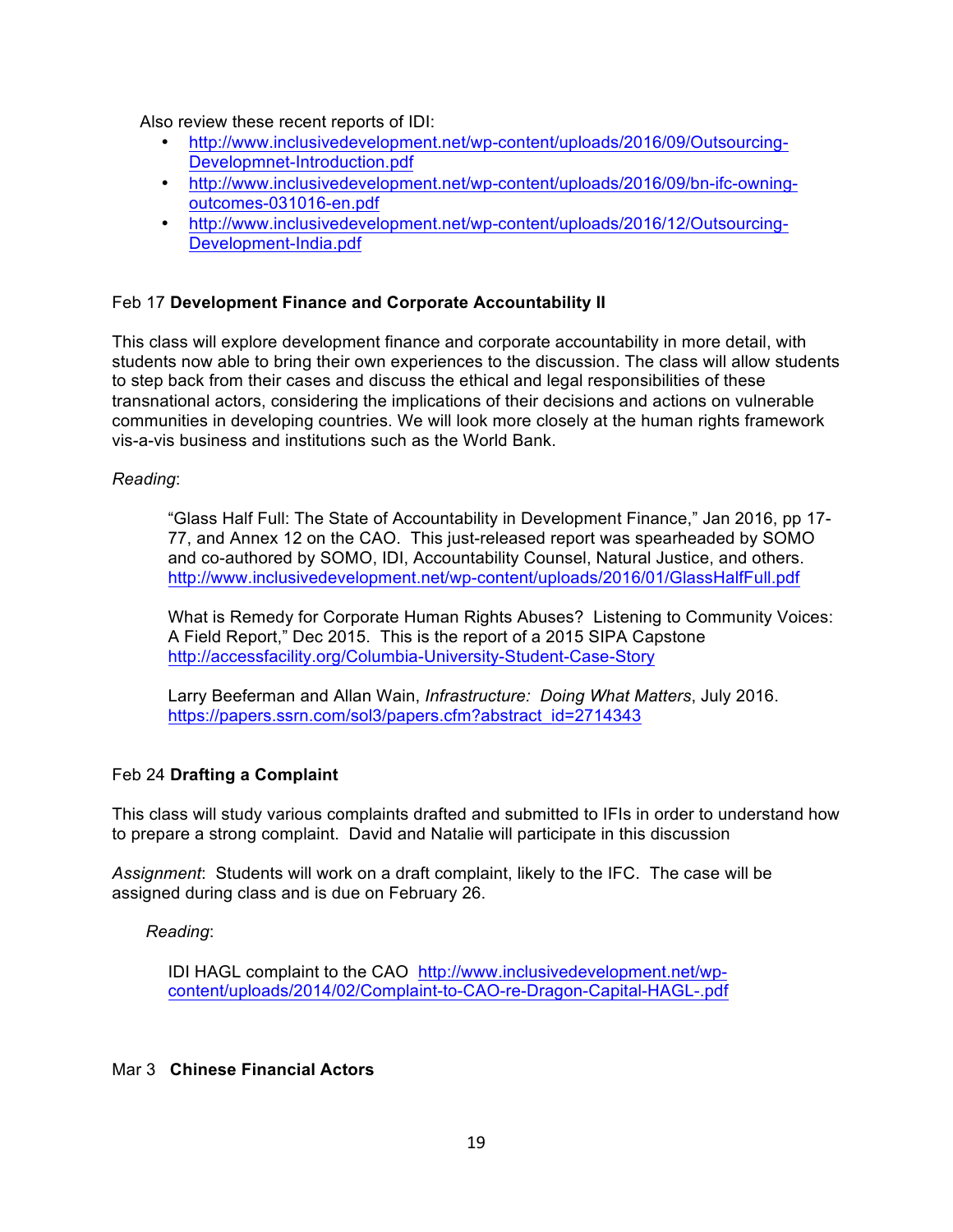Also review these recent reports of IDI:

- http://www.inclusivedevelopment.net/wp-content/uploads/2016/09/Outsourcing-Developmnet-Introduction.pdf
- http://www.inclusivedevelopment.net/wp-content/uploads/2016/09/bn-ifc-owning-outcomes-031016-en.pdf
- http://www.inclusivedevelopment.net/wp-content/uploads/2016/12/Outsourcing-Development-India.pdf

Feb 17 **Development Finance and Corporate Accountability II**

This class will explore development finance and corporate accountability in more detail, with students now able to bring their own experiences to the discussion. The class will allow students to step back from their cases and discuss the ethical and legal responsibilities of these transnational actors, considering the implications of their decisions and actions on vulnerable communities in developing countries. We will look more closely at the human rights framework vis-a-vis business and institutions such as the World Bank.

*Reading*:

> "Glass Half Full: The State of Accountability in Development Finance," Jan 2016, pp 17-77, and Annex 12 on the CAO. This just-released report was spearheaded by SOMO and co-authored by SOMO, IDI, Accountability Counsel, Natural Justice, and others. http://www.inclusivedevelopment.net/wp-content/uploads/2016/01/GlassHalfFull.pdf
>
> What is Remedy for Corporate Human Rights Abuses? Listening to Community Voices: A Field Report," Dec 2015. This is the report of a 2015 SIPA Capstone http://accessfacility.org/Columbia-University-Student-Case-Story
>
> Larry Beeferman and Allan Wain, *Infrastructure: Doing What Matters*, July 2016. https://papers.ssrn.com/sol3/papers.cfm?abstract_id=2714343

Feb 24 **Drafting a Complaint**

This class will study various complaints drafted and submitted to IFIs in order to understand how to prepare a strong complaint. David and Natalie will participate in this discussion

*Assignment*: Students will work on a draft complaint, likely to the IFC. The case will be assigned during class and is due on February 26.

*Reading*:

> IDI HAGL complaint to the CAO http://www.inclusivedevelopment.net/wp-content/uploads/2014/02/Complaint-to-CAO-re-Dragon-Capital-HAGL-.pdf

Mar 3 **Chinese Financial Actors**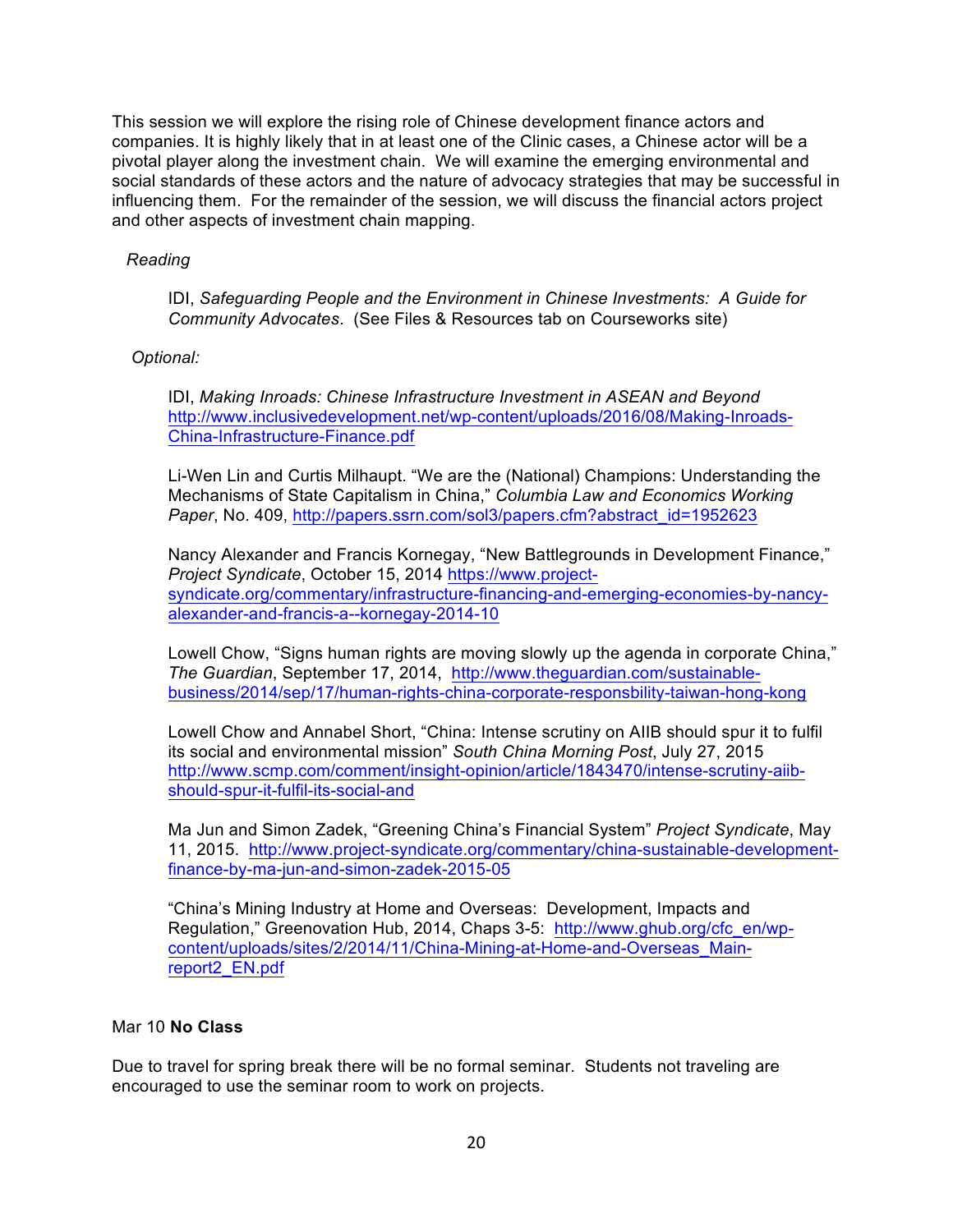This session we will explore the rising role of Chinese development finance actors and companies. It is highly likely that in at least one of the Clinic cases, a Chinese actor will be a pivotal player along the investment chain. We will examine the emerging environmental and social standards of these actors and the nature of advocacy strategies that may be successful in influencing them. For the remainder of the session, we will discuss the financial actors project and other aspects of investment chain mapping.

*Reading*

IDI, *Safeguarding People and the Environment in Chinese Investments: A Guide for Community Advocates*. (See Files & Resources tab on Courseworks site)

*Optional:*

IDI, *Making Inroads: Chinese Infrastructure Investment in ASEAN and Beyond* http://www.inclusivedevelopment.net/wp-content/uploads/2016/08/Making-Inroads-China-Infrastructure-Finance.pdf

Li-Wen Lin and Curtis Milhaupt. "We are the (National) Champions: Understanding the Mechanisms of State Capitalism in China," *Columbia Law and Economics Working Paper*, No. 409, http://papers.ssrn.com/sol3/papers.cfm?abstract_id=1952623

Nancy Alexander and Francis Kornegay, "New Battlegrounds in Development Finance," *Project Syndicate*, October 15, 2014 https://www.project-syndicate.org/commentary/infrastructure-financing-and-emerging-economies-by-nancy-alexander-and-francis-a--kornegay-2014-10

Lowell Chow, "Signs human rights are moving slowly up the agenda in corporate China," *The Guardian*, September 17, 2014, http://www.theguardian.com/sustainable-business/2014/sep/17/human-rights-china-corporate-responsbility-taiwan-hong-kong

Lowell Chow and Annabel Short, "China: Intense scrutiny on AIIB should spur it to fulfil its social and environmental mission" *South China Morning Post*, July 27, 2015 http://www.scmp.com/comment/insight-opinion/article/1843470/intense-scrutiny-aiib-should-spur-it-fulfil-its-social-and

Ma Jun and Simon Zadek, "Greening China's Financial System" *Project Syndicate*, May 11, 2015. http://www.project-syndicate.org/commentary/china-sustainable-development-finance-by-ma-jun-and-simon-zadek-2015-05

"China's Mining Industry at Home and Overseas: Development, Impacts and Regulation," Greenovation Hub, 2014, Chaps 3-5: http://www.ghub.org/cfc_en/wp-content/uploads/sites/2/2014/11/China-Mining-at-Home-and-Overseas_Main-report2_EN.pdf

Mar 10 **No Class**

Due to travel for spring break there will be no formal seminar. Students not traveling are encouraged to use the seminar room to work on projects.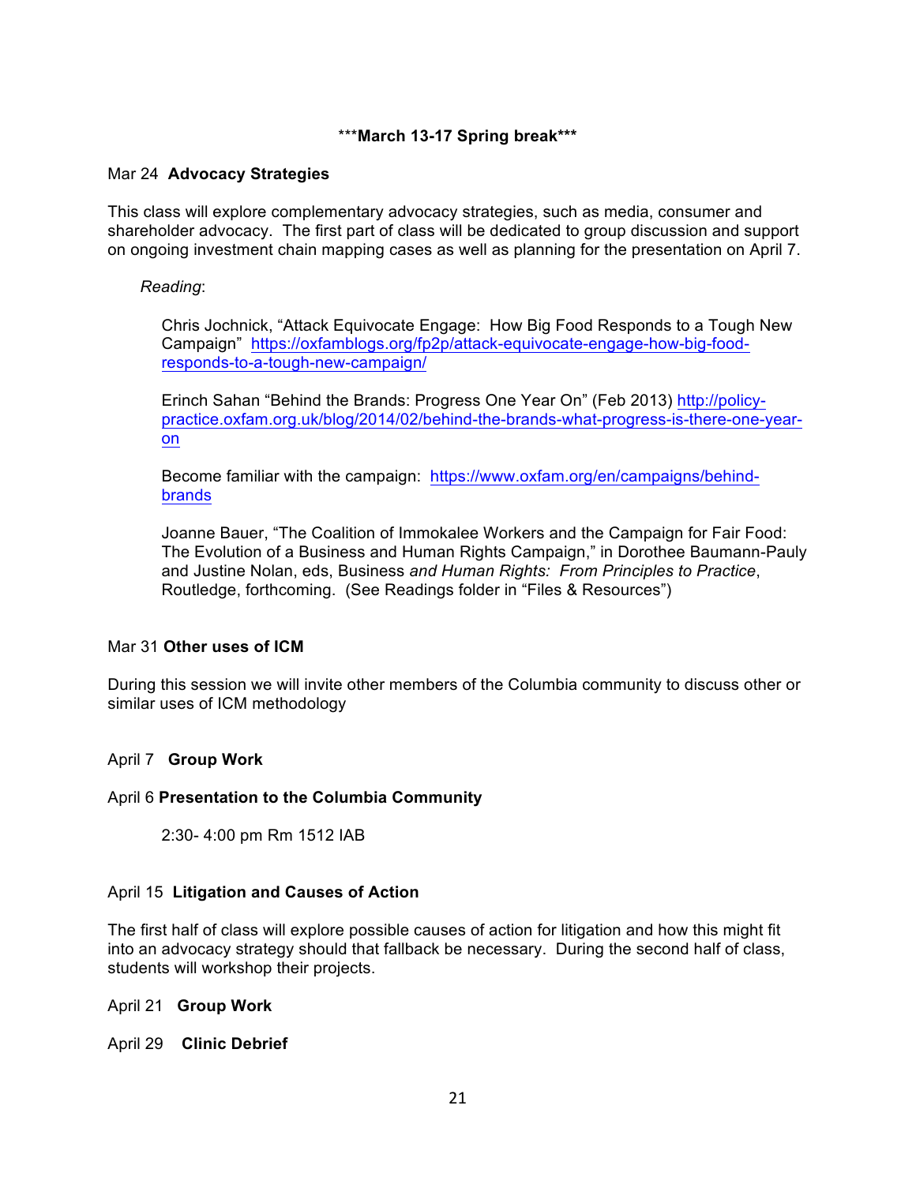**\*\*\*March 13-17 Spring break\*\*\***

Mar 24 **Advocacy Strategies**

This class will explore complementary advocacy strategies, such as media, consumer and shareholder advocacy. The first part of class will be dedicated to group discussion and support on ongoing investment chain mapping cases as well as planning for the presentation on April 7.

*Reading*:

Chris Jochnick, "Attack Equivocate Engage: How Big Food Responds to a Tough New Campaign" https://oxfamblogs.org/fp2p/attack-equivocate-engage-how-big-food-responds-to-a-tough-new-campaign/

Erinch Sahan "Behind the Brands: Progress One Year On" (Feb 2013) http://policy-practice.oxfam.org.uk/blog/2014/02/behind-the-brands-what-progress-is-there-one-year-on

Become familiar with the campaign: https://www.oxfam.org/en/campaigns/behind-brands

Joanne Bauer, "The Coalition of Immokalee Workers and the Campaign for Fair Food: The Evolution of a Business and Human Rights Campaign," in Dorothee Baumann-Pauly and Justine Nolan, eds, Business *and Human Rights: From Principles to Practice*, Routledge, forthcoming. (See Readings folder in "Files & Resources")

Mar 31 **Other uses of ICM**

During this session we will invite other members of the Columbia community to discuss other or similar uses of ICM methodology

April 7 **Group Work**

April 6 **Presentation to the Columbia Community**

2:30- 4:00 pm Rm 1512 IAB

April 15 **Litigation and Causes of Action**

The first half of class will explore possible causes of action for litigation and how this might fit into an advocacy strategy should that fallback be necessary. During the second half of class, students will workshop their projects.

April 21 **Group Work**

April 29 **Clinic Debrief**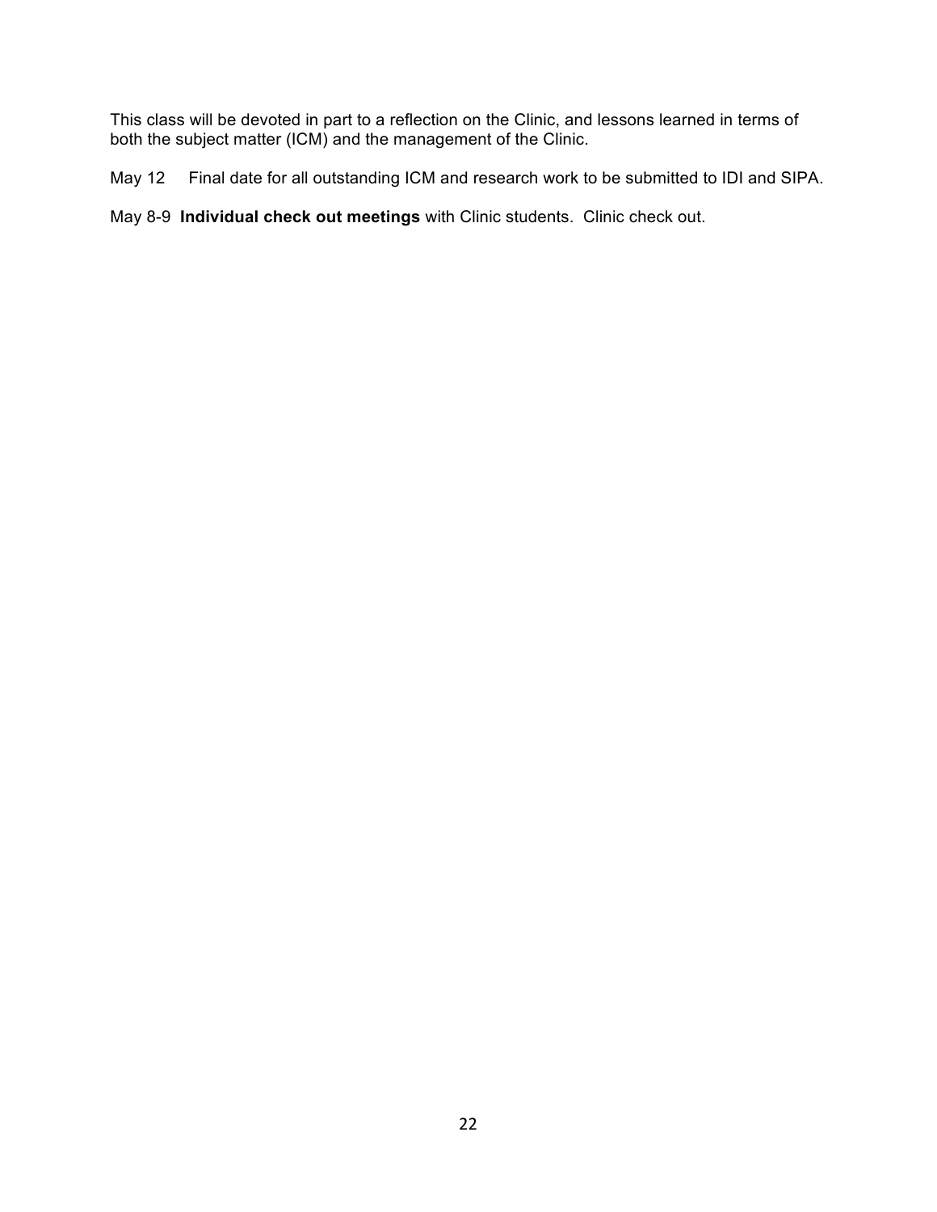This class will be devoted in part to a reflection on the Clinic, and lessons learned in terms of both the subject matter (ICM) and the management of the Clinic.

May 12     Final date for all outstanding ICM and research work to be submitted to IDI and SIPA.

May 8-9  **Individual check out meetings** with Clinic students.  Clinic check out.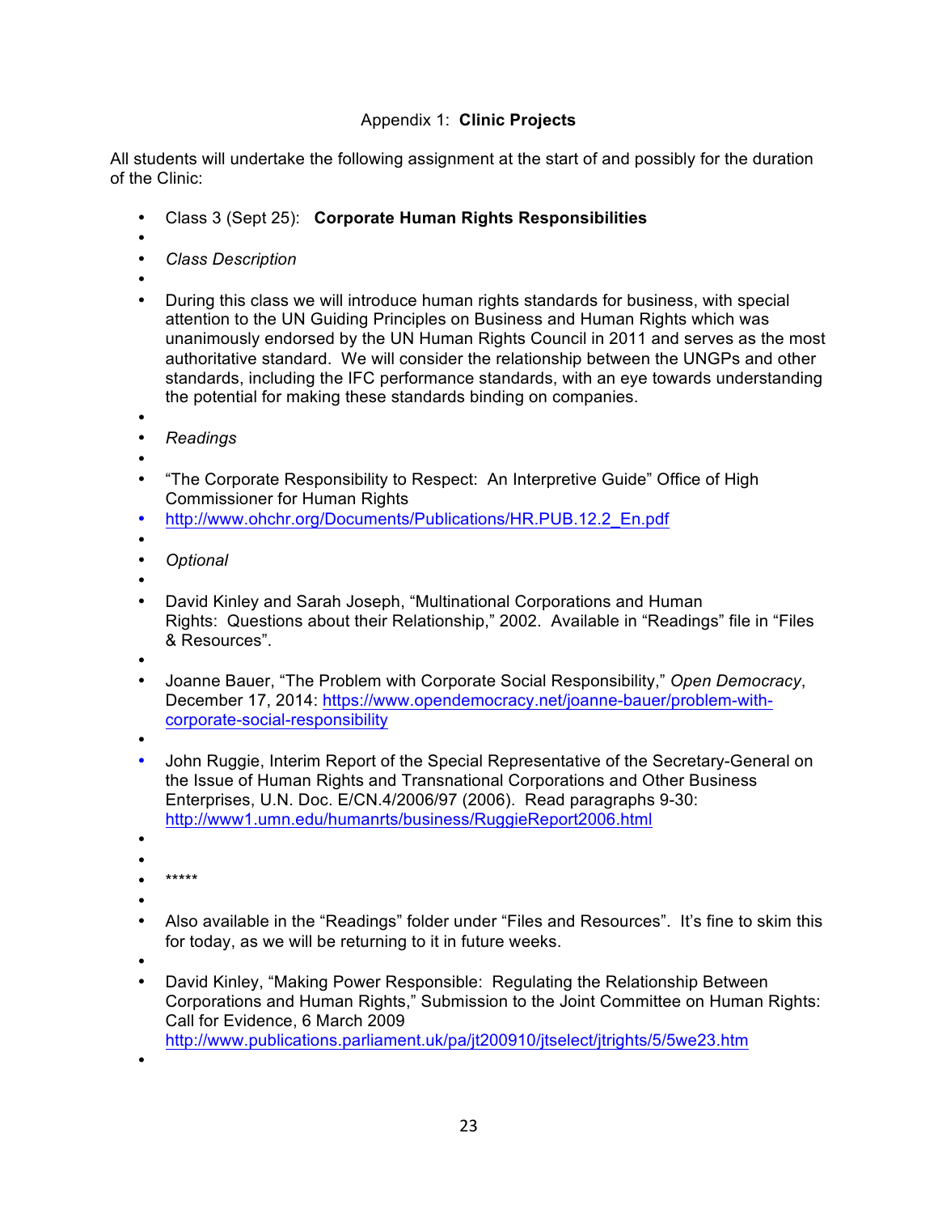Appendix 1: **Clinic Projects**

All students will undertake the following assignment at the start of and possibly for the duration of the Clinic:

- Class 3 (Sept 25): **Corporate Human Rights Responsibilities**
- *Class Description*
- During this class we will introduce human rights standards for business, with special attention to the UN Guiding Principles on Business and Human Rights which was unanimously endorsed by the UN Human Rights Council in 2011 and serves as the most authoritative standard. We will consider the relationship between the UNGPs and other standards, including the IFC performance standards, with an eye towards understanding the potential for making these standards binding on companies.
- *Readings*
- "The Corporate Responsibility to Respect: An Interpretive Guide" Office of High Commissioner for Human Rights
- http://www.ohchr.org/Documents/Publications/HR.PUB.12.2_En.pdf
- *Optional*
- David Kinley and Sarah Joseph, "Multinational Corporations and Human Rights: Questions about their Relationship," 2002. Available in "Readings" file in "Files & Resources".
- Joanne Bauer, "The Problem with Corporate Social Responsibility," *Open Democracy*, December 17, 2014: https://www.opendemocracy.net/joanne-bauer/problem-with-corporate-social-responsibility
- John Ruggie, Interim Report of the Special Representative of the Secretary-General on the Issue of Human Rights and Transnational Corporations and Other Business Enterprises, U.N. Doc. E/CN.4/2006/97 (2006). Read paragraphs 9-30: http://www1.umn.edu/humanrts/business/RuggieReport2006.html
- *****
- Also available in the "Readings" folder under "Files and Resources". It's fine to skim this for today, as we will be returning to it in future weeks.
- David Kinley, "Making Power Responsible: Regulating the Relationship Between Corporations and Human Rights," Submission to the Joint Committee on Human Rights: Call for Evidence, 6 March 2009 http://www.publications.parliament.uk/pa/jt200910/jtselect/jtrights/5/5we23.htm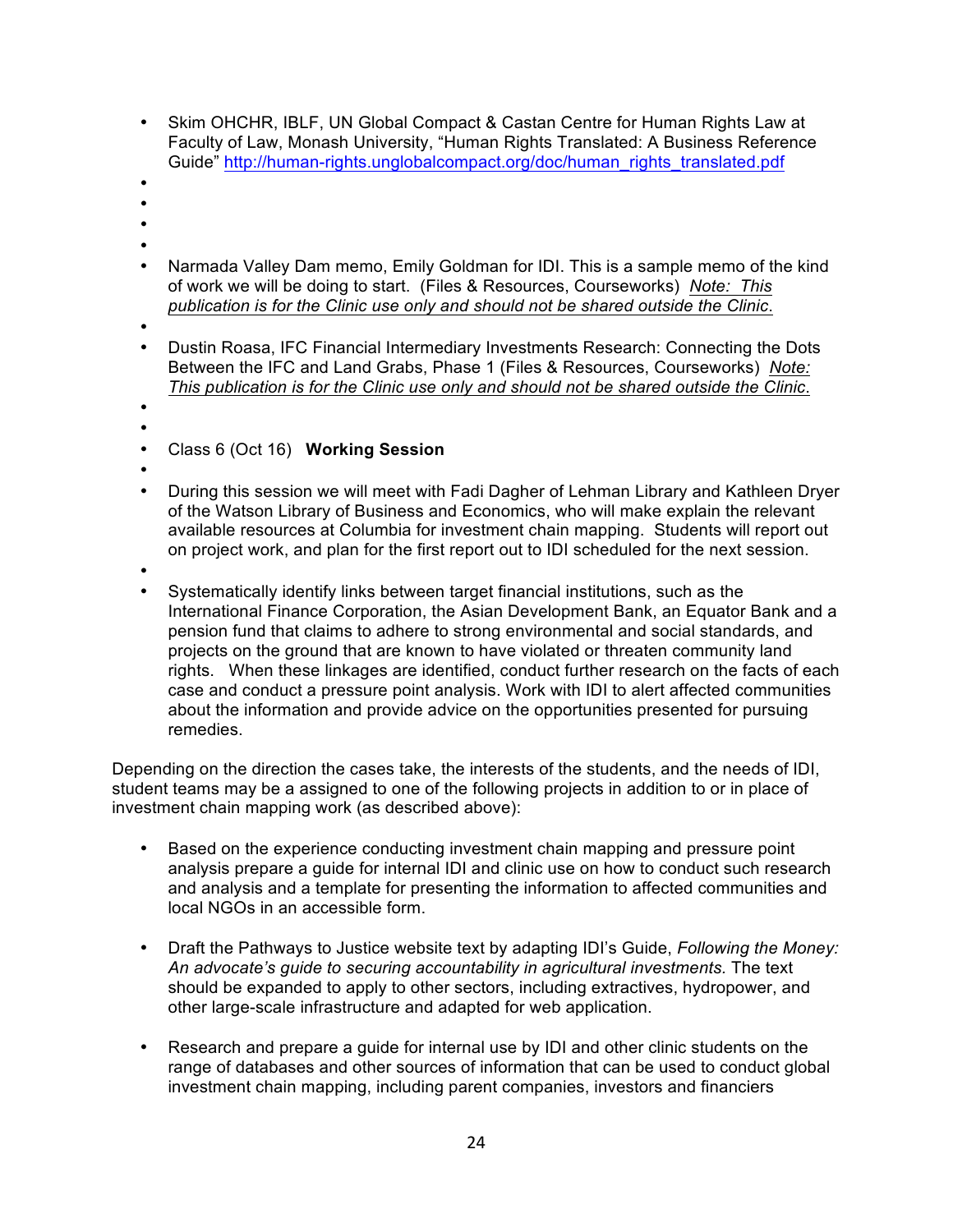- Skim OHCHR, IBLF, UN Global Compact & Castan Centre for Human Rights Law at Faculty of Law, Monash University, "Human Rights Translated: A Business Reference Guide" http://human-rights.unglobalcompact.org/doc/human_rights_translated.pdf
- Narmada Valley Dam memo, Emily Goldman for IDI. This is a sample memo of the kind of work we will be doing to start. (Files & Resources, Courseworks) _Note: This publication is for the Clinic use only and should not be shared outside the Clinic._
- Dustin Roasa, IFC Financial Intermediary Investments Research: Connecting the Dots Between the IFC and Land Grabs, Phase 1 (Files & Resources, Courseworks) _Note: This publication is for the Clinic use only and should not be shared outside the Clinic._
- Class 6 (Oct 16) **Working Session**
- During this session we will meet with Fadi Dagher of Lehman Library and Kathleen Dryer of the Watson Library of Business and Economics, who will make explain the relevant available resources at Columbia for investment chain mapping. Students will report out on project work, and plan for the first report out to IDI scheduled for the next session.
- Systematically identify links between target financial institutions, such as the International Finance Corporation, the Asian Development Bank, an Equator Bank and a pension fund that claims to adhere to strong environmental and social standards, and projects on the ground that are known to have violated or threaten community land rights. When these linkages are identified, conduct further research on the facts of each case and conduct a pressure point analysis. Work with IDI to alert affected communities about the information and provide advice on the opportunities presented for pursuing remedies.

Depending on the direction the cases take, the interests of the students, and the needs of IDI, student teams may be assigned to one of the following projects in addition to or in place of investment chain mapping work (as described above):

- Based on the experience conducting investment chain mapping and pressure point analysis prepare a guide for internal IDI and clinic use on how to conduct such research and analysis and a template for presenting the information to affected communities and local NGOs in an accessible form.

- Draft the Pathways to Justice website text by adapting IDI's Guide, *Following the Money: An advocate's guide to securing accountability in agricultural investments.* The text should be expanded to apply to other sectors, including extractives, hydropower, and other large-scale infrastructure and adapted for web application.

- Research and prepare a guide for internal use by IDI and other clinic students on the range of databases and other sources of information that can be used to conduct global investment chain mapping, including parent companies, investors and financiers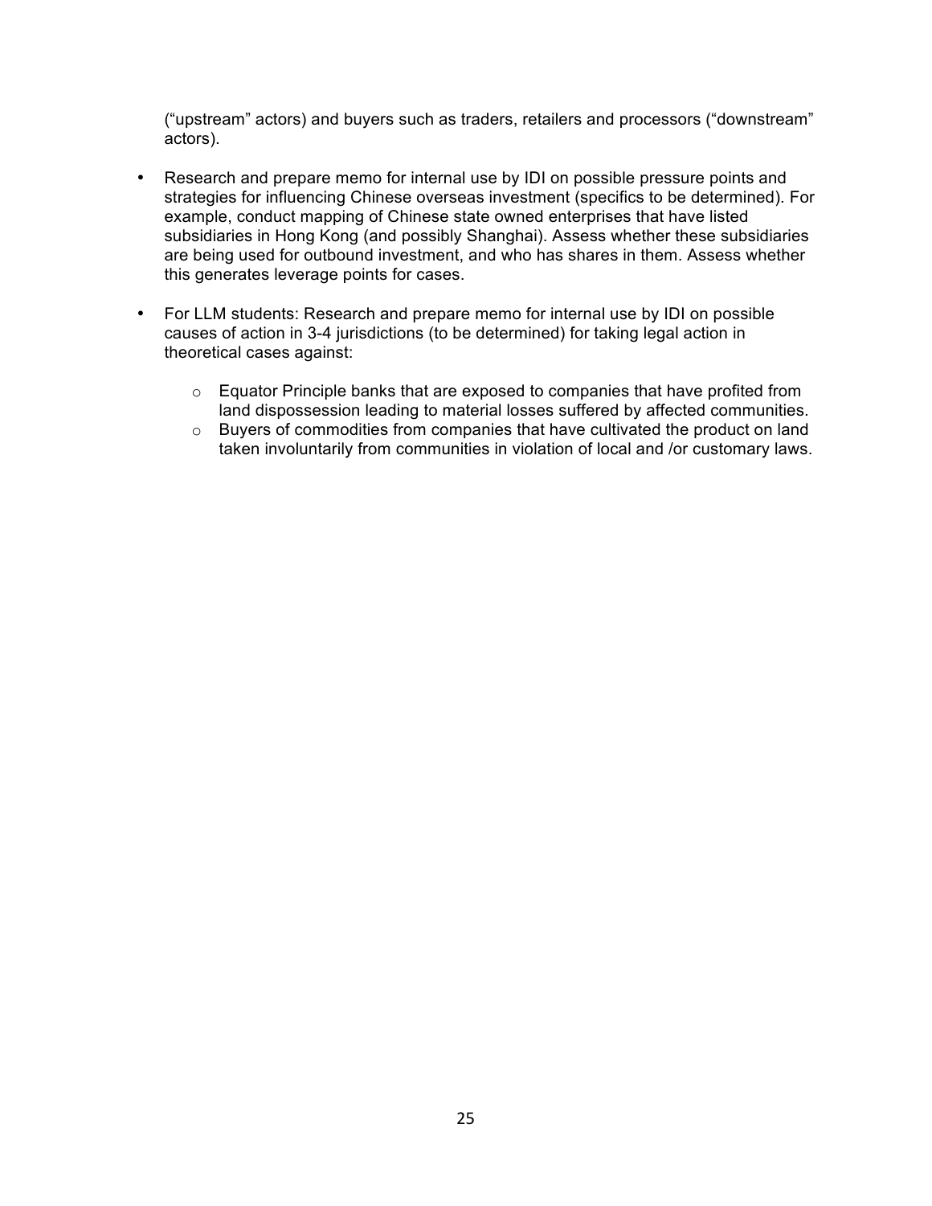("upstream" actors) and buyers such as traders, retailers and processors ("downstream" actors).

- Research and prepare memo for internal use by IDI on possible pressure points and strategies for influencing Chinese overseas investment (specifics to be determined). For example, conduct mapping of Chinese state owned enterprises that have listed subsidiaries in Hong Kong (and possibly Shanghai). Assess whether these subsidiaries are being used for outbound investment, and who has shares in them. Assess whether this generates leverage points for cases.
- For LLM students: Research and prepare memo for internal use by IDI on possible causes of action in 3-4 jurisdictions (to be determined) for taking legal action in theoretical cases against:
  - Equator Principle banks that are exposed to companies that have profited from land dispossession leading to material losses suffered by affected communities.
  - Buyers of commodities from companies that have cultivated the product on land taken involuntarily from communities in violation of local and /or customary laws.